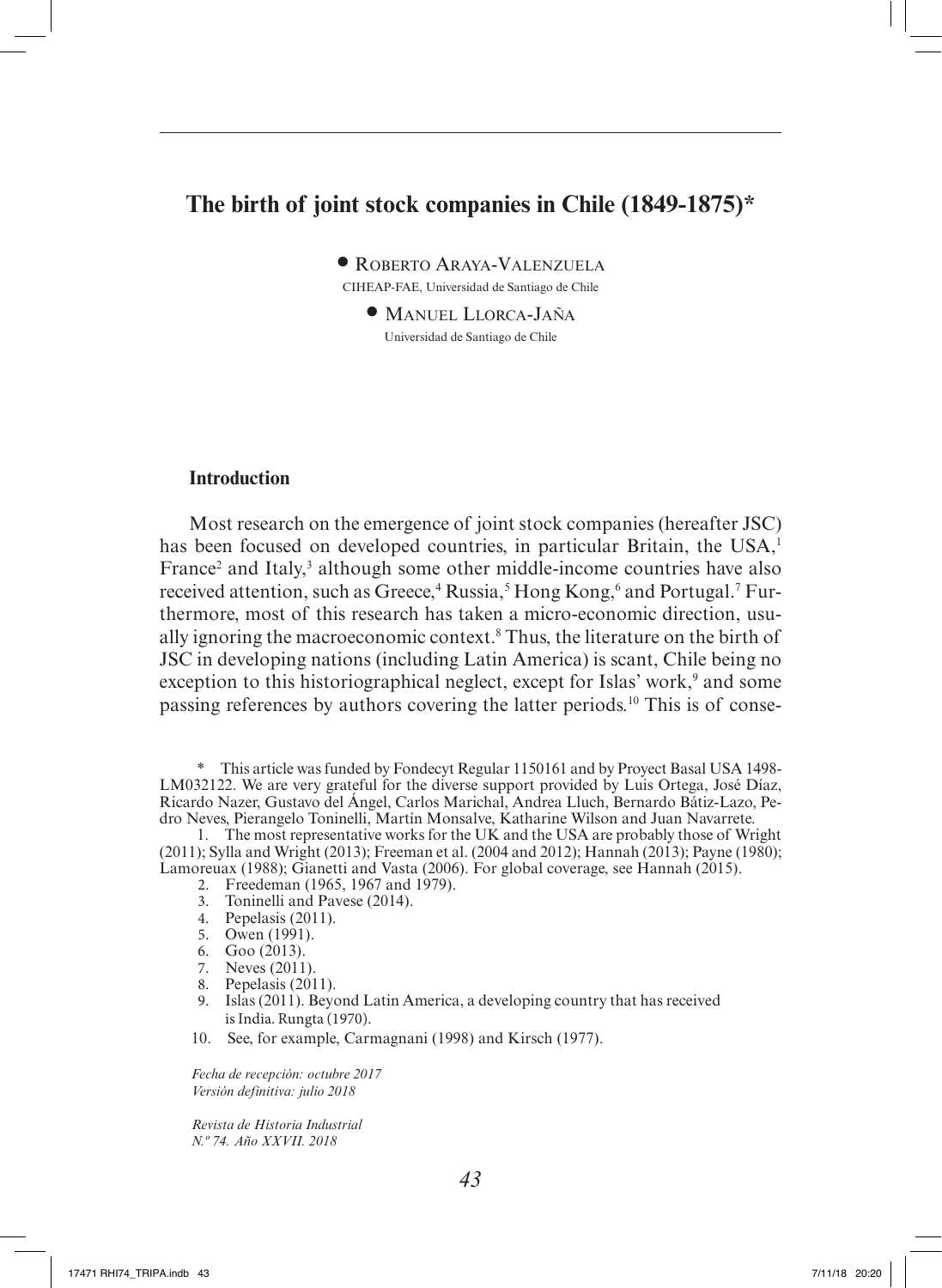# The birth of joint stock companies in Chile (1849-1875)*

**Roberto Araya-Valenzuela**
CIHEAP-FAE, Universidad de Santiago de Chile

**Manuel Llorca-Jaña**
Universidad de Santiago de Chile

## Introduction

Most research on the emergence of joint stock companies (hereafter JSC) has been focused on developed countries, in particular Britain, the USA,[1] France[2] and Italy,[3] although some other middle-income countries have also received attention, such as Greece,[4] Russia,[5] Hong Kong,[6] and Portugal.[7] Furthermore, most of this research has taken a micro-economic direction, usually ignoring the macroeconomic context.[8] Thus, the literature on the birth of JSC in developing nations (including Latin America) is scant, Chile being no exception to this historiographical neglect, except for Islas' work,[9] and some passing references by authors covering the latter periods.[10] This is of conse-

\* This article was funded by Fondecyt Regular 1150161 and by Proyect Basal USA 1498-LM032122. We are very grateful for the diverse support provided by Luis Ortega, José Díaz, Ricardo Nazer, Gustavo del Ángel, Carlos Marichal, Andrea Lluch, Bernardo Bátiz-Lazo, Pedro Neves, Pierangelo Toninelli, Martín Monsalve, Katharine Wilson and Juan Navarrete.

1. The most representative works for the UK and the USA are probably those of Wright (2011); Sylla and Wright (2013); Freeman et al. (2004 and 2012); Hannah (2013); Payne (1980); Lamoreuax (1988); Gianetti and Vasta (2006). For global coverage, see Hannah (2015).
2. Freedeman (1965, 1967 and 1979).
3. Toninelli and Pavese (2014).
4. Pepelasis (2011).
5. Owen (1991).
6. Goo (2013).
7. Neves (2011).
8. Pepelasis (2011).
9. Islas (2011). Beyond Latin America, a developing country that has received is India. Rungta (1970).
10. See, for example, Carmagnani (1998) and Kirsch (1977).

*Fecha de recepción: octubre 2017*
*Versión definitiva: julio 2018*

*Revista de Historia Industrial*
*N.º 74. Año XXVII. 2018*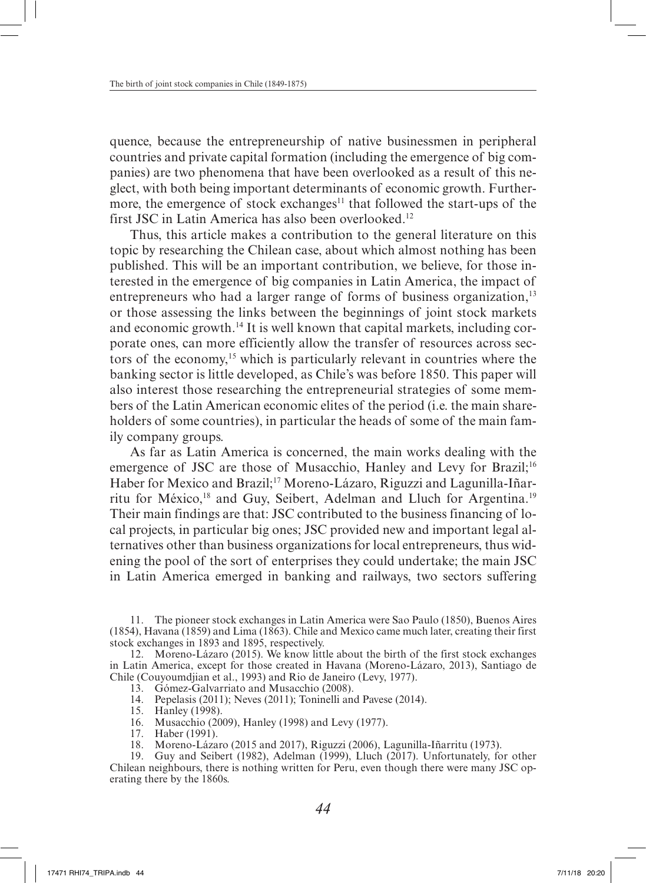quence, because the entrepreneurship of native businessmen in peripheral countries and private capital formation (including the emergence of big companies) are two phenomena that have been overlooked as a result of this neglect, with both being important determinants of economic growth. Furthermore, the emergence of stock exchanges[11] that followed the start-ups of the first JSC in Latin America has also been overlooked.[12]

Thus, this article makes a contribution to the general literature on this topic by researching the Chilean case, about which almost nothing has been published. This will be an important contribution, we believe, for those interested in the emergence of big companies in Latin America, the impact of entrepreneurs who had a larger range of forms of business organization,[13] or those assessing the links between the beginnings of joint stock markets and economic growth.[14] It is well known that capital markets, including corporate ones, can more efficiently allow the transfer of resources across sectors of the economy,[15] which is particularly relevant in countries where the banking sector is little developed, as Chile's was before 1850. This paper will also interest those researching the entrepreneurial strategies of some members of the Latin American economic elites of the period (i.e. the main shareholders of some countries), in particular the heads of some of the main family company groups.

As far as Latin America is concerned, the main works dealing with the emergence of JSC are those of Musacchio, Hanley and Levy for Brazil;[16] Haber for Mexico and Brazil;[17] Moreno-Lázaro, Riguzzi and Lagunilla-Iñarritu for México,[18] and Guy, Seibert, Adelman and Lluch for Argentina.[19] Their main findings are that: JSC contributed to the business financing of local projects, in particular big ones; JSC provided new and important legal alternatives other than business organizations for local entrepreneurs, thus widening the pool of the sort of enterprises they could undertake; the main JSC in Latin America emerged in banking and railways, two sectors suffering

11. The pioneer stock exchanges in Latin America were Sao Paulo (1850), Buenos Aires (1854), Havana (1859) and Lima (1863). Chile and Mexico came much later, creating their first stock exchanges in 1893 and 1895, respectively.

12. Moreno-Lázaro (2015). We know little about the birth of the first stock exchanges in Latin America, except for those created in Havana (Moreno-Lázaro, 2013), Santiago de Chile (Couyoumdjian et al., 1993) and Rio de Janeiro (Levy, 1977).

13. Gómez-Galvarriato and Musacchio (2008).

14. Pepelasis (2011); Neves (2011); Toninelli and Pavese (2014).

15. Hanley (1998).

16. Musacchio (2009), Hanley (1998) and Levy (1977).

17. Haber (1991).

18. Moreno-Lázaro (2015 and 2017), Riguzzi (2006), Lagunilla-Iñarritu (1973).

19. Guy and Seibert (1982), Adelman (1999), Lluch (2017). Unfortunately, for other Chilean neighbours, there is nothing written for Peru, even though there were many JSC operating there by the 1860s.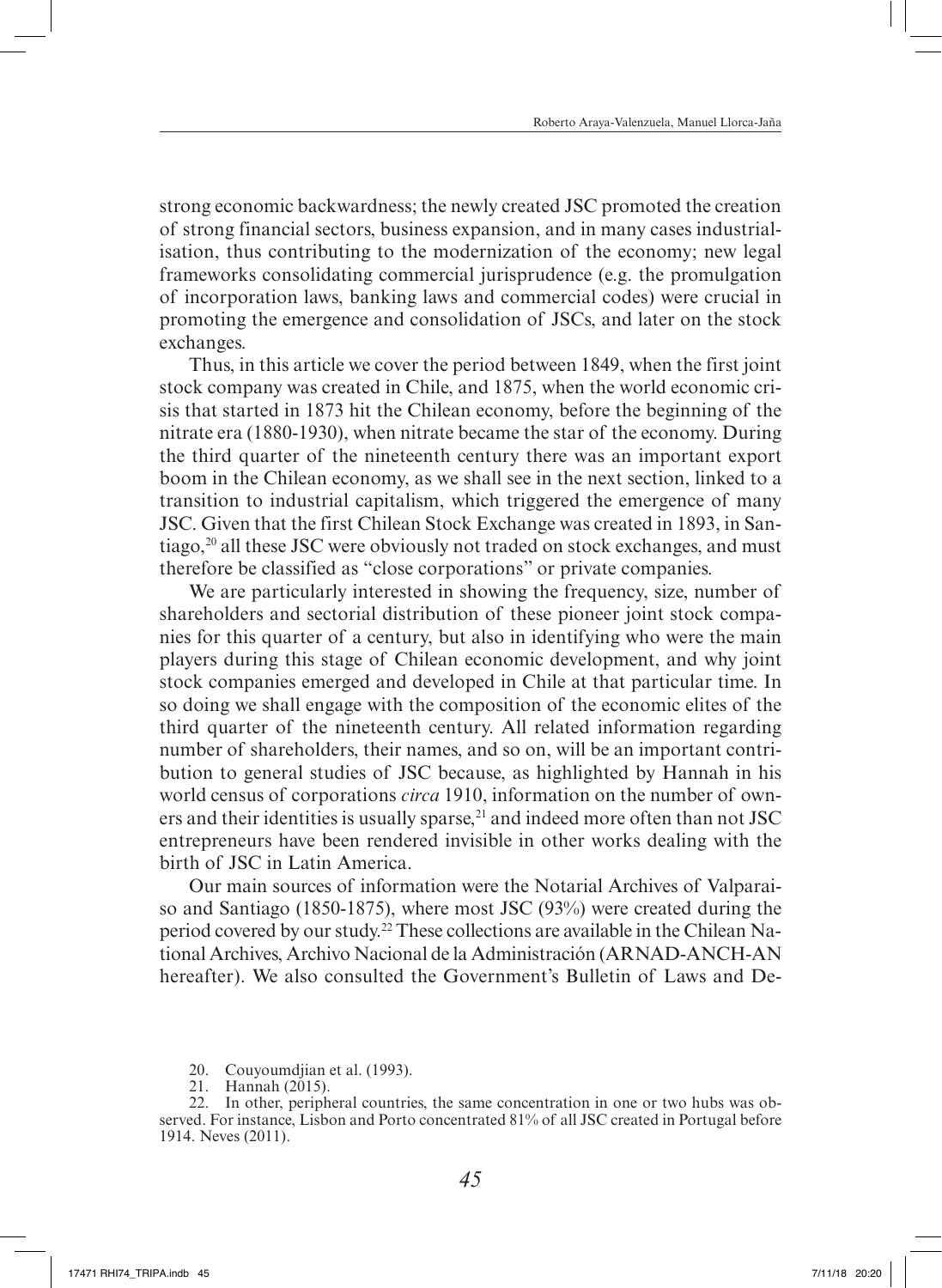strong economic backwardness; the newly created JSC promoted the creation of strong financial sectors, business expansion, and in many cases industrialisation, thus contributing to the modernization of the economy; new legal frameworks consolidating commercial jurisprudence (e.g. the promulgation of incorporation laws, banking laws and commercial codes) were crucial in promoting the emergence and consolidation of JSCs, and later on the stock exchanges.

Thus, in this article we cover the period between 1849, when the first joint stock company was created in Chile, and 1875, when the world economic crisis that started in 1873 hit the Chilean economy, before the beginning of the nitrate era (1880-1930), when nitrate became the star of the economy. During the third quarter of the nineteenth century there was an important export boom in the Chilean economy, as we shall see in the next section, linked to a transition to industrial capitalism, which triggered the emergence of many JSC. Given that the first Chilean Stock Exchange was created in 1893, in Santiago,[20] all these JSC were obviously not traded on stock exchanges, and must therefore be classified as "close corporations" or private companies.

We are particularly interested in showing the frequency, size, number of shareholders and sectorial distribution of these pioneer joint stock companies for this quarter of a century, but also in identifying who were the main players during this stage of Chilean economic development, and why joint stock companies emerged and developed in Chile at that particular time. In so doing we shall engage with the composition of the economic elites of the third quarter of the nineteenth century. All related information regarding number of shareholders, their names, and so on, will be an important contribution to general studies of JSC because, as highlighted by Hannah in his world census of corporations *circa* 1910, information on the number of owners and their identities is usually sparse,[21] and indeed more often than not JSC entrepreneurs have been rendered invisible in other works dealing with the birth of JSC in Latin America.

Our main sources of information were the Notarial Archives of Valparaiso and Santiago (1850-1875), where most JSC (93%) were created during the period covered by our study.[22] These collections are available in the Chilean National Archives, Archivo Nacional de la Administración (ARNAD-ANCH-AN hereafter). We also consulted the Government's Bulletin of Laws and De-

20. Couyoumdjian et al. (1993).

21. Hannah (2015).

22. In other, peripheral countries, the same concentration in one or two hubs was observed. For instance, Lisbon and Porto concentrated 81% of all JSC created in Portugal before 1914. Neves (2011).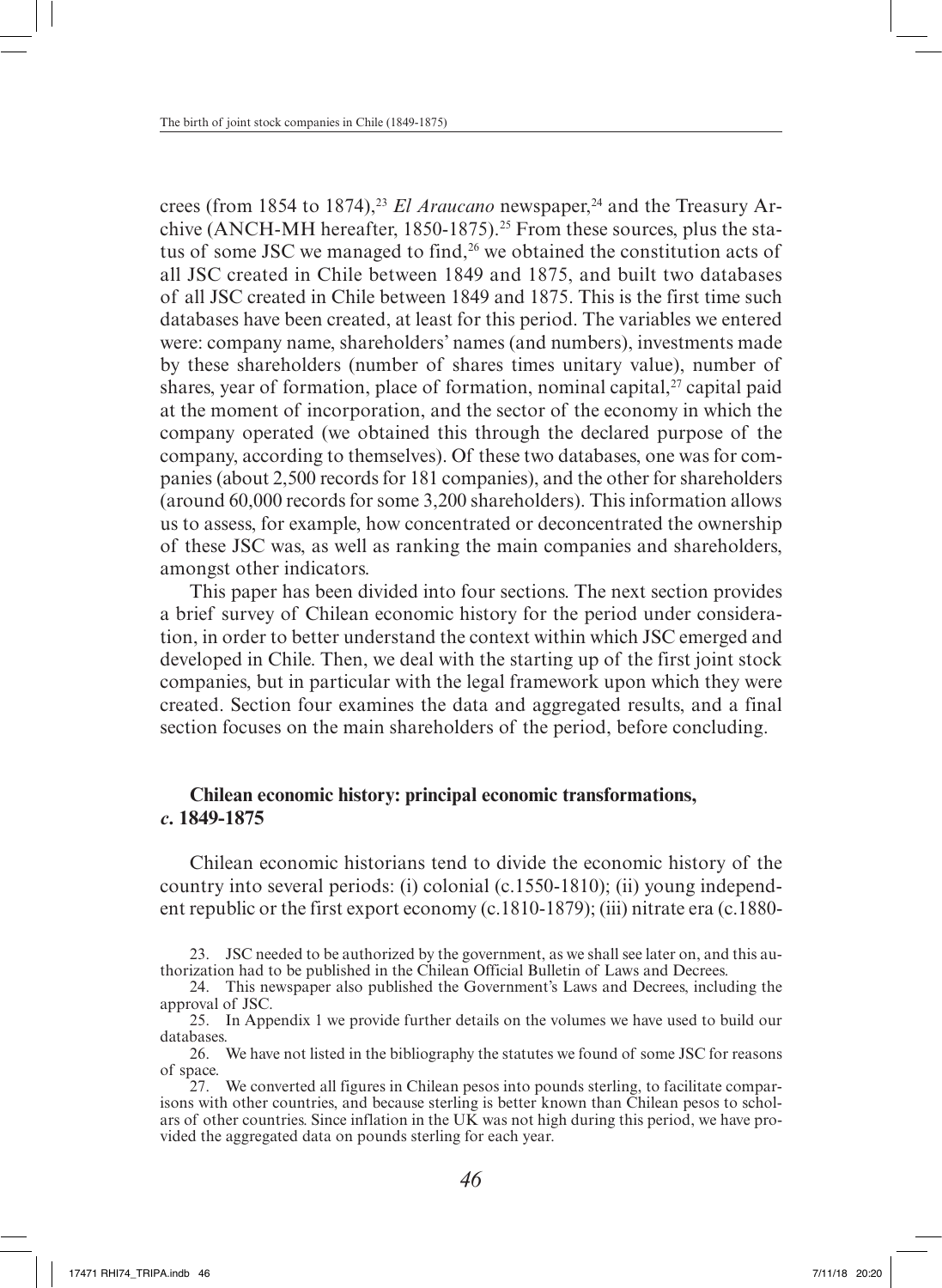crees (from 1854 to 1874),[23] *El Araucano* newspaper,[24] and the Treasury Archive (ANCH-MH hereafter, 1850-1875).[25] From these sources, plus the status of some JSC we managed to find,[26] we obtained the constitution acts of all JSC created in Chile between 1849 and 1875, and built two databases of all JSC created in Chile between 1849 and 1875. This is the first time such databases have been created, at least for this period. The variables we entered were: company name, shareholders' names (and numbers), investments made by these shareholders (number of shares times unitary value), number of shares, year of formation, place of formation, nominal capital,[27] capital paid at the moment of incorporation, and the sector of the economy in which the company operated (we obtained this through the declared purpose of the company, according to themselves). Of these two databases, one was for companies (about 2,500 records for 181 companies), and the other for shareholders (around 60,000 records for some 3,200 shareholders). This information allows us to assess, for example, how concentrated or deconcentrated the ownership of these JSC was, as well as ranking the main companies and shareholders, amongst other indicators.

This paper has been divided into four sections. The next section provides a brief survey of Chilean economic history for the period under consideration, in order to better understand the context within which JSC emerged and developed in Chile. Then, we deal with the starting up of the first joint stock companies, but in particular with the legal framework upon which they were created. Section four examines the data and aggregated results, and a final section focuses on the main shareholders of the period, before concluding.

## Chilean economic history: principal economic transformations, *c.* 1849-1875

Chilean economic historians tend to divide the economic history of the country into several periods: (i) colonial (c.1550-1810); (ii) young independent republic or the first export economy (c.1810-1879); (iii) nitrate era (c.1880-

23. JSC needed to be authorized by the government, as we shall see later on, and this authorization had to be published in the Chilean Official Bulletin of Laws and Decrees.

24. This newspaper also published the Government's Laws and Decrees, including the approval of JSC.

25. In Appendix 1 we provide further details on the volumes we have used to build our databases.

26. We have not listed in the bibliography the statutes we found of some JSC for reasons of space.

27. We converted all figures in Chilean pesos into pounds sterling, to facilitate comparisons with other countries, and because sterling is better known than Chilean pesos to scholars of other countries. Since inflation in the UK was not high during this period, we have provided the aggregated data on pounds sterling for each year.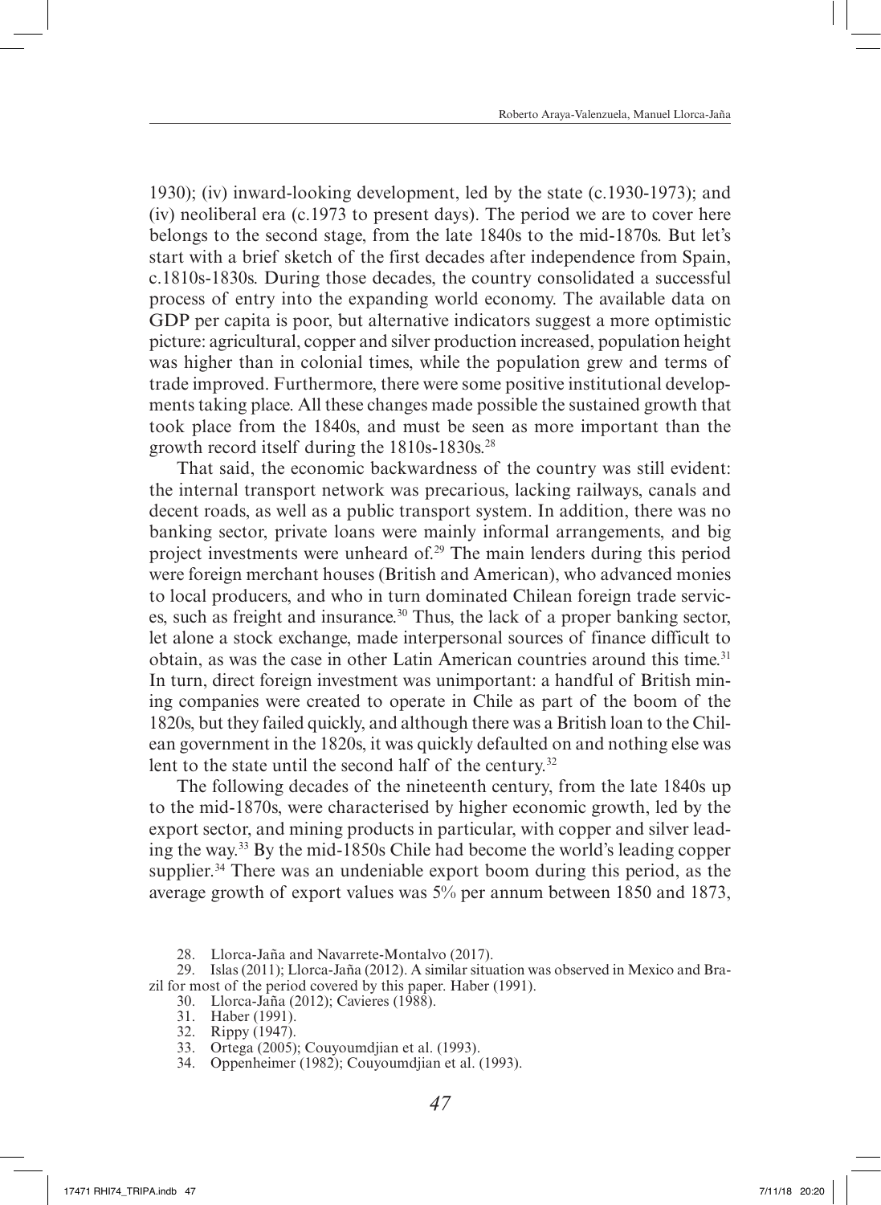1930); (iv) inward-looking development, led by the state (c.1930-1973); and (iv) neoliberal era (c.1973 to present days). The period we are to cover here belongs to the second stage, from the late 1840s to the mid-1870s. But let's start with a brief sketch of the first decades after independence from Spain, c.1810s-1830s. During those decades, the country consolidated a successful process of entry into the expanding world economy. The available data on GDP per capita is poor, but alternative indicators suggest a more optimistic picture: agricultural, copper and silver production increased, population height was higher than in colonial times, while the population grew and terms of trade improved. Furthermore, there were some positive institutional developments taking place. All these changes made possible the sustained growth that took place from the 1840s, and must be seen as more important than the growth record itself during the 1810s-1830s.[28]

That said, the economic backwardness of the country was still evident: the internal transport network was precarious, lacking railways, canals and decent roads, as well as a public transport system. In addition, there was no banking sector, private loans were mainly informal arrangements, and big project investments were unheard of.[29] The main lenders during this period were foreign merchant houses (British and American), who advanced monies to local producers, and who in turn dominated Chilean foreign trade services, such as freight and insurance.[30] Thus, the lack of a proper banking sector, let alone a stock exchange, made interpersonal sources of finance difficult to obtain, as was the case in other Latin American countries around this time.[31] In turn, direct foreign investment was unimportant: a handful of British mining companies were created to operate in Chile as part of the boom of the 1820s, but they failed quickly, and although there was a British loan to the Chilean government in the 1820s, it was quickly defaulted on and nothing else was lent to the state until the second half of the century.[32]

The following decades of the nineteenth century, from the late 1840s up to the mid-1870s, were characterised by higher economic growth, led by the export sector, and mining products in particular, with copper and silver leading the way.[33] By the mid-1850s Chile had become the world's leading copper supplier.[34] There was an undeniable export boom during this period, as the average growth of export values was 5% per annum between 1850 and 1873,

28. Llorca-Jaña and Navarrete-Montalvo (2017).

29. Islas (2011); Llorca-Jaña (2012). A similar situation was observed in Mexico and Brazil for most of the period covered by this paper. Haber (1991).

30. Llorca-Jaña (2012); Cavieres (1988).

31. Haber (1991).

32. Rippy (1947).

33. Ortega (2005); Couyoumdjian et al. (1993).

34. Oppenheimer (1982); Couyoumdjian et al. (1993).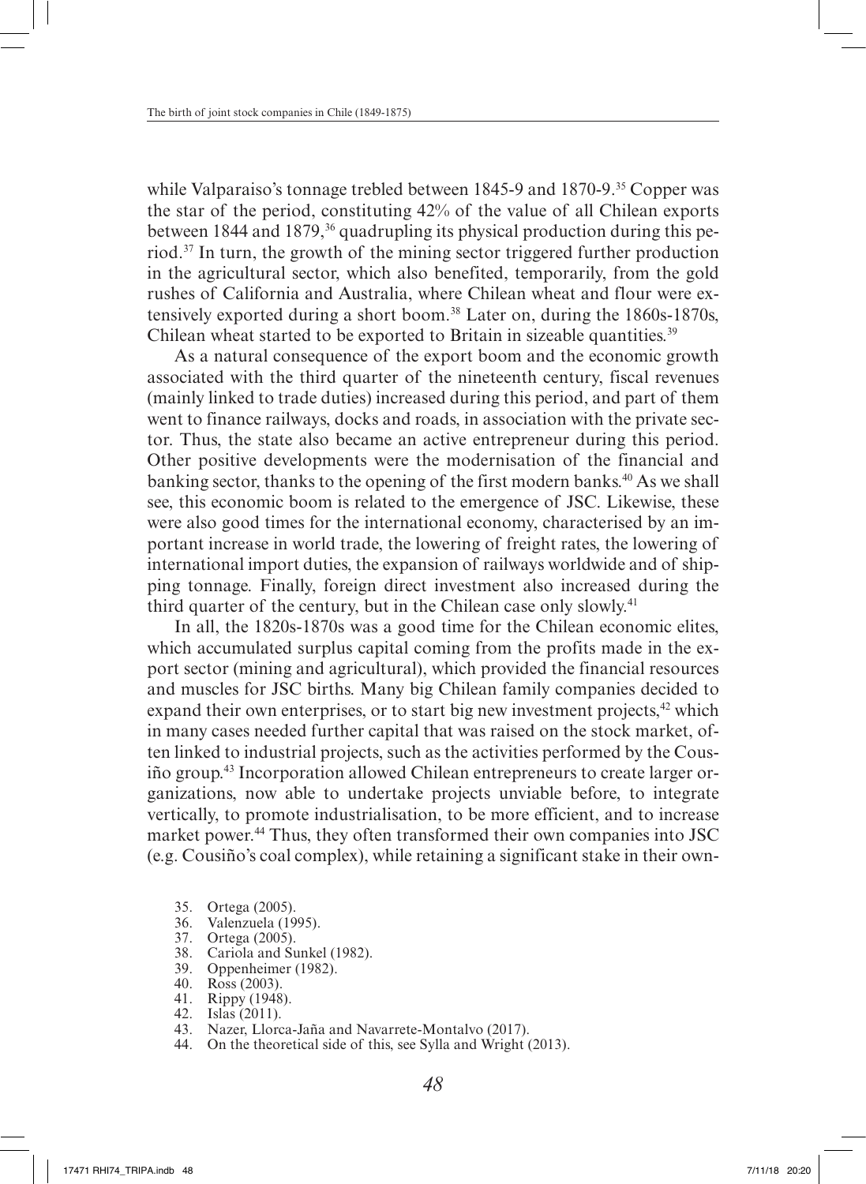while Valparaiso's tonnage trebled between 1845-9 and 1870-9.[35] Copper was the star of the period, constituting 42% of the value of all Chilean exports between 1844 and 1879,[36] quadrupling its physical production during this period.[37] In turn, the growth of the mining sector triggered further production in the agricultural sector, which also benefited, temporarily, from the gold rushes of California and Australia, where Chilean wheat and flour were extensively exported during a short boom.[38] Later on, during the 1860s-1870s, Chilean wheat started to be exported to Britain in sizeable quantities.[39]

As a natural consequence of the export boom and the economic growth associated with the third quarter of the nineteenth century, fiscal revenues (mainly linked to trade duties) increased during this period, and part of them went to finance railways, docks and roads, in association with the private sector. Thus, the state also became an active entrepreneur during this period. Other positive developments were the modernisation of the financial and banking sector, thanks to the opening of the first modern banks.[40] As we shall see, this economic boom is related to the emergence of JSC. Likewise, these were also good times for the international economy, characterised by an important increase in world trade, the lowering of freight rates, the lowering of international import duties, the expansion of railways worldwide and of shipping tonnage. Finally, foreign direct investment also increased during the third quarter of the century, but in the Chilean case only slowly.[41]

In all, the 1820s-1870s was a good time for the Chilean economic elites, which accumulated surplus capital coming from the profits made in the export sector (mining and agricultural), which provided the financial resources and muscles for JSC births. Many big Chilean family companies decided to expand their own enterprises, or to start big new investment projects,[42] which in many cases needed further capital that was raised on the stock market, often linked to industrial projects, such as the activities performed by the Cousiño group.[43] Incorporation allowed Chilean entrepreneurs to create larger organizations, now able to undertake projects unviable before, to integrate vertically, to promote industrialisation, to be more efficient, and to increase market power.[44] Thus, they often transformed their own companies into JSC (e.g. Cousiño's coal complex), while retaining a significant stake in their own-

35. Ortega (2005).
36. Valenzuela (1995).
37. Ortega (2005).
38. Cariola and Sunkel (1982).
39. Oppenheimer (1982).
40. Ross (2003).
41. Rippy (1948).
42. Islas (2011).
43. Nazer, Llorca-Jaña and Navarrete-Montalvo (2017).
44. On the theoretical side of this, see Sylla and Wright (2013).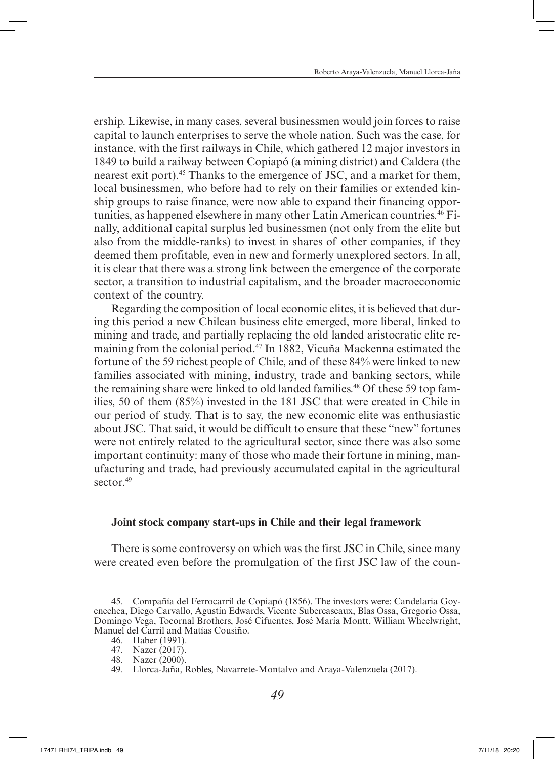ership. Likewise, in many cases, several businessmen would join forces to raise capital to launch enterprises to serve the whole nation. Such was the case, for instance, with the first railways in Chile, which gathered 12 major investors in 1849 to build a railway between Copiapó (a mining district) and Caldera (the nearest exit port).[45] Thanks to the emergence of JSC, and a market for them, local businessmen, who before had to rely on their families or extended kinship groups to raise finance, were now able to expand their financing opportunities, as happened elsewhere in many other Latin American countries.[46] Finally, additional capital surplus led businessmen (not only from the elite but also from the middle-ranks) to invest in shares of other companies, if they deemed them profitable, even in new and formerly unexplored sectors. In all, it is clear that there was a strong link between the emergence of the corporate sector, a transition to industrial capitalism, and the broader macroeconomic context of the country.

Regarding the composition of local economic elites, it is believed that during this period a new Chilean business elite emerged, more liberal, linked to mining and trade, and partially replacing the old landed aristocratic elite remaining from the colonial period.[47] In 1882, Vicuña Mackenna estimated the fortune of the 59 richest people of Chile, and of these 84% were linked to new families associated with mining, industry, trade and banking sectors, while the remaining share were linked to old landed families.[48] Of these 59 top families, 50 of them (85%) invested in the 181 JSC that were created in Chile in our period of study. That is to say, the new economic elite was enthusiastic about JSC. That said, it would be difficult to ensure that these "new" fortunes were not entirely related to the agricultural sector, since there was also some important continuity: many of those who made their fortune in mining, manufacturing and trade, had previously accumulated capital in the agricultural sector.[49]

## Joint stock company start-ups in Chile and their legal framework

There is some controversy on which was the first JSC in Chile, since many were created even before the promulgation of the first JSC law of the coun-

45. Compañía del Ferrocarril de Copiapó (1856). The investors were: Candelaria Goyenechea, Diego Carvallo, Agustín Edwards, Vicente Subercaseaux, Blas Ossa, Gregorio Ossa, Domingo Vega, Tocornal Brothers, José Cifuentes, José María Montt, William Wheelwright, Manuel del Carril and Matías Cousiño.

46. Haber (1991).

47. Nazer (2017).

48. Nazer (2000).

49. Llorca-Jaña, Robles, Navarrete-Montalvo and Araya-Valenzuela (2017).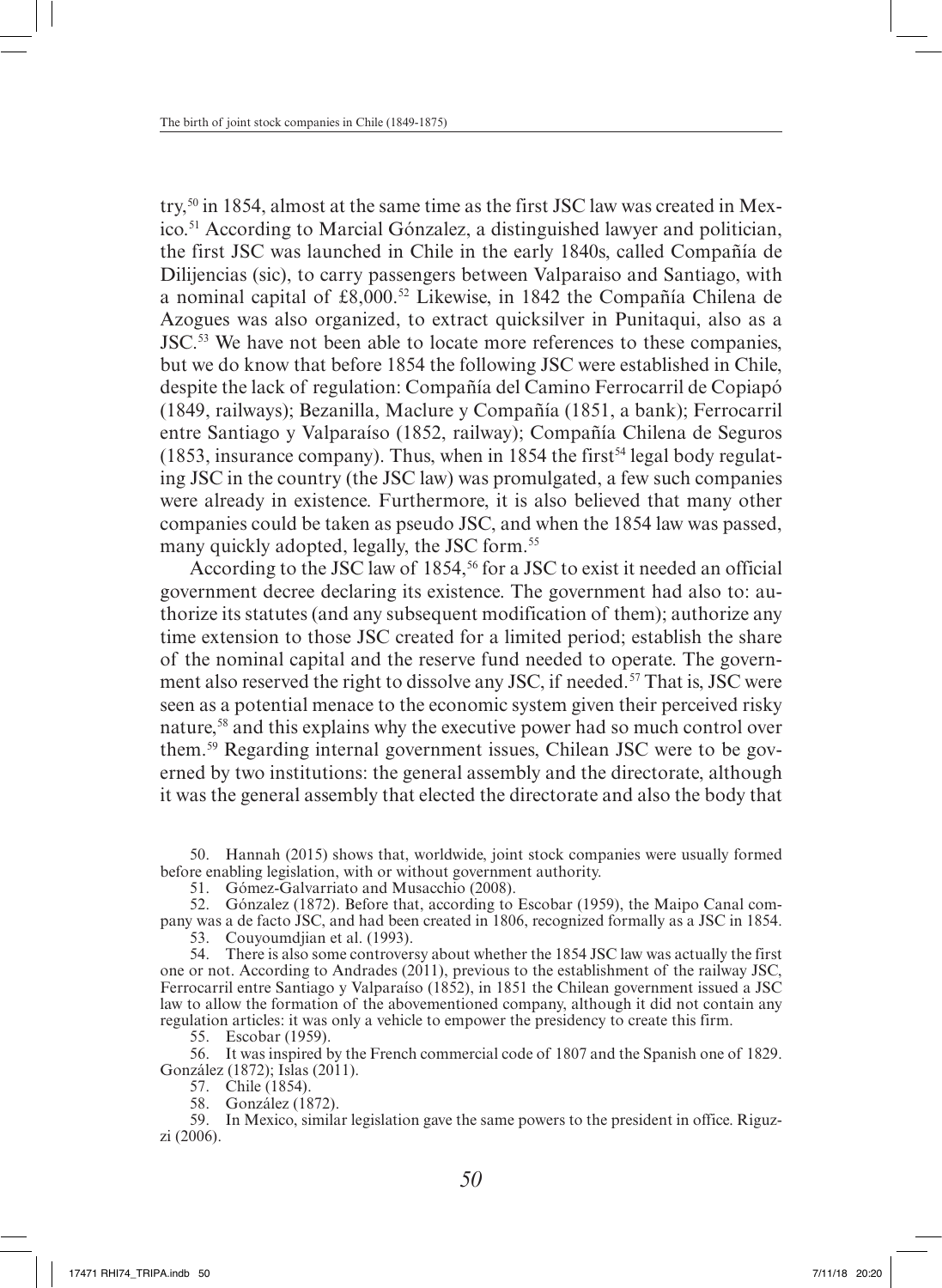try,[50] in 1854, almost at the same time as the first JSC law was created in Mexico.[51] According to Marcial Gónzalez, a distinguished lawyer and politician, the first JSC was launched in Chile in the early 1840s, called Compañía de Dilijencias (sic), to carry passengers between Valparaiso and Santiago, with a nominal capital of £8,000.[52] Likewise, in 1842 the Compañía Chilena de Azogues was also organized, to extract quicksilver in Punitaqui, also as a JSC.[53] We have not been able to locate more references to these companies, but we do know that before 1854 the following JSC were established in Chile, despite the lack of regulation: Compañía del Camino Ferrocarril de Copiapó (1849, railways); Bezanilla, Maclure y Compañía (1851, a bank); Ferrocarril entre Santiago y Valparaíso (1852, railway); Compañía Chilena de Seguros (1853, insurance company). Thus, when in 1854 the first[54] legal body regulating JSC in the country (the JSC law) was promulgated, a few such companies were already in existence. Furthermore, it is also believed that many other companies could be taken as pseudo JSC, and when the 1854 law was passed, many quickly adopted, legally, the JSC form.[55]

According to the JSC law of 1854,[56] for a JSC to exist it needed an official government decree declaring its existence. The government had also to: authorize its statutes (and any subsequent modification of them); authorize any time extension to those JSC created for a limited period; establish the share of the nominal capital and the reserve fund needed to operate. The government also reserved the right to dissolve any JSC, if needed.[57] That is, JSC were seen as a potential menace to the economic system given their perceived risky nature,[58] and this explains why the executive power had so much control over them.[59] Regarding internal government issues, Chilean JSC were to be governed by two institutions: the general assembly and the directorate, although it was the general assembly that elected the directorate and also the body that

50. Hannah (2015) shows that, worldwide, joint stock companies were usually formed before enabling legislation, with or without government authority.

51. Gómez-Galvarriato and Musacchio (2008).

52. Gónzalez (1872). Before that, according to Escobar (1959), the Maipo Canal company was a de facto JSC, and had been created in 1806, recognized formally as a JSC in 1854.

53. Couyoumdjian et al. (1993).

54. There is also some controversy about whether the 1854 JSC law was actually the first one or not. According to Andrades (2011), previous to the establishment of the railway JSC, Ferrocarril entre Santiago y Valparaíso (1852), in 1851 the Chilean government issued a JSC law to allow the formation of the abovementioned company, although it did not contain any regulation articles: it was only a vehicle to empower the presidency to create this firm.

55. Escobar (1959).

56. It was inspired by the French commercial code of 1807 and the Spanish one of 1829. González (1872); Islas (2011).

57. Chile (1854).

58. González (1872).

59. In Mexico, similar legislation gave the same powers to the president in office. Riguzzi (2006).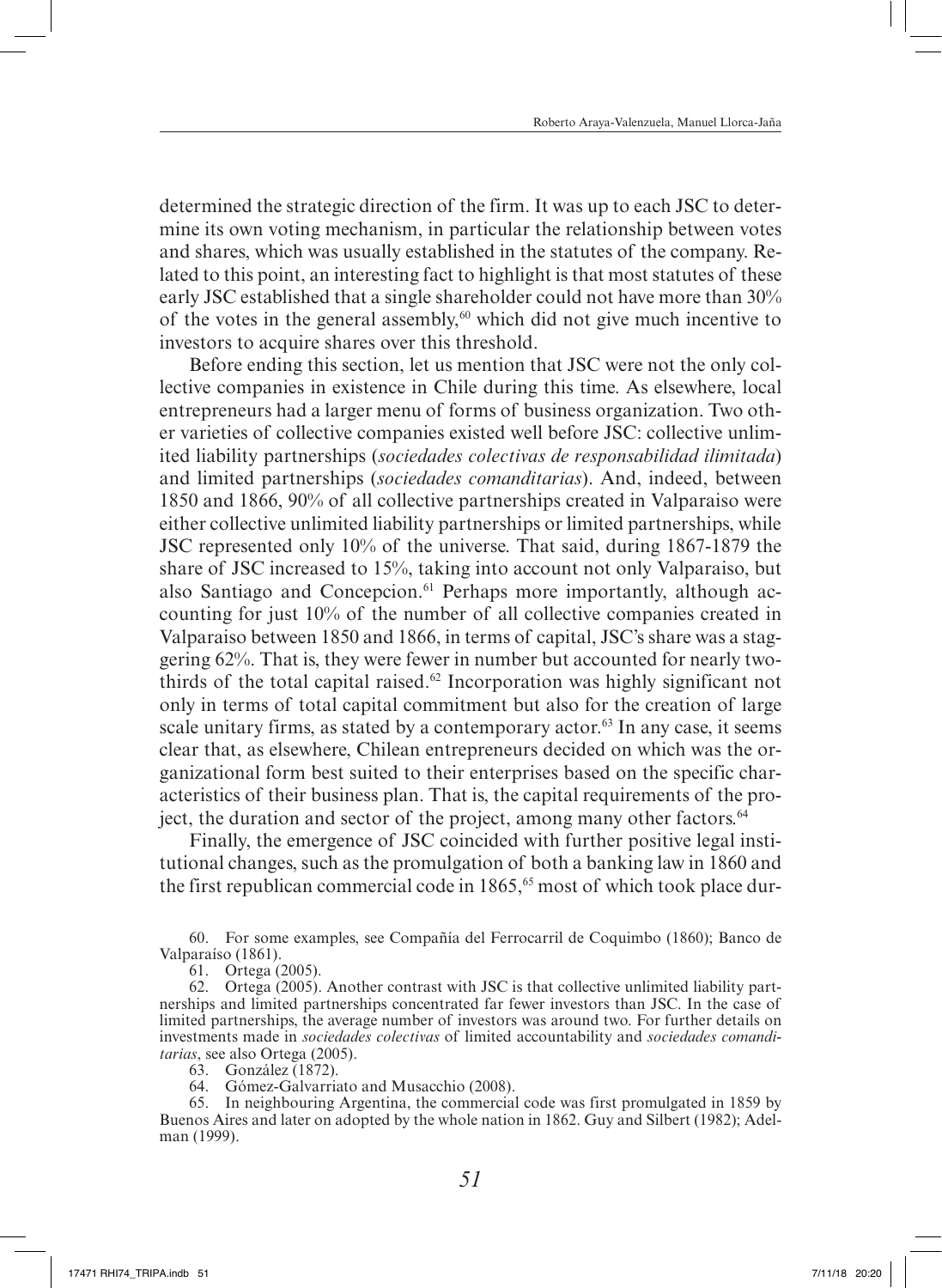determined the strategic direction of the firm. It was up to each JSC to determine its own voting mechanism, in particular the relationship between votes and shares, which was usually established in the statutes of the company. Related to this point, an interesting fact to highlight is that most statutes of these early JSC established that a single shareholder could not have more than 30% of the votes in the general assembly,[60] which did not give much incentive to investors to acquire shares over this threshold.

Before ending this section, let us mention that JSC were not the only collective companies in existence in Chile during this time. As elsewhere, local entrepreneurs had a larger menu of forms of business organization. Two other varieties of collective companies existed well before JSC: collective unlimited liability partnerships (*sociedades colectivas de responsabilidad ilimitada*) and limited partnerships (*sociedades comanditarias*). And, indeed, between 1850 and 1866, 90% of all collective partnerships created in Valparaiso were either collective unlimited liability partnerships or limited partnerships, while JSC represented only 10% of the universe. That said, during 1867-1879 the share of JSC increased to 15%, taking into account not only Valparaiso, but also Santiago and Concepcion.[61] Perhaps more importantly, although accounting for just 10% of the number of all collective companies created in Valparaiso between 1850 and 1866, in terms of capital, JSC's share was a staggering 62%. That is, they were fewer in number but accounted for nearly two-thirds of the total capital raised.[62] Incorporation was highly significant not only in terms of total capital commitment but also for the creation of large scale unitary firms, as stated by a contemporary actor.[63] In any case, it seems clear that, as elsewhere, Chilean entrepreneurs decided on which was the organizational form best suited to their enterprises based on the specific characteristics of their business plan. That is, the capital requirements of the project, the duration and sector of the project, among many other factors.[64]

Finally, the emergence of JSC coincided with further positive legal institutional changes, such as the promulgation of both a banking law in 1860 and the first republican commercial code in 1865,[65] most of which took place dur-

60. For some examples, see Compañía del Ferrocarril de Coquimbo (1860); Banco de Valparaíso (1861).

61. Ortega (2005).

62. Ortega (2005). Another contrast with JSC is that collective unlimited liability partnerships and limited partnerships concentrated far fewer investors than JSC. In the case of limited partnerships, the average number of investors was around two. For further details on investments made in *sociedades colectivas* of limited accountability and *sociedades comanditarias*, see also Ortega (2005).

63. González (1872).

64. Gómez-Galvarriato and Musacchio (2008).

65. In neighbouring Argentina, the commercial code was first promulgated in 1859 by Buenos Aires and later on adopted by the whole nation in 1862. Guy and Silbert (1982); Adelman (1999).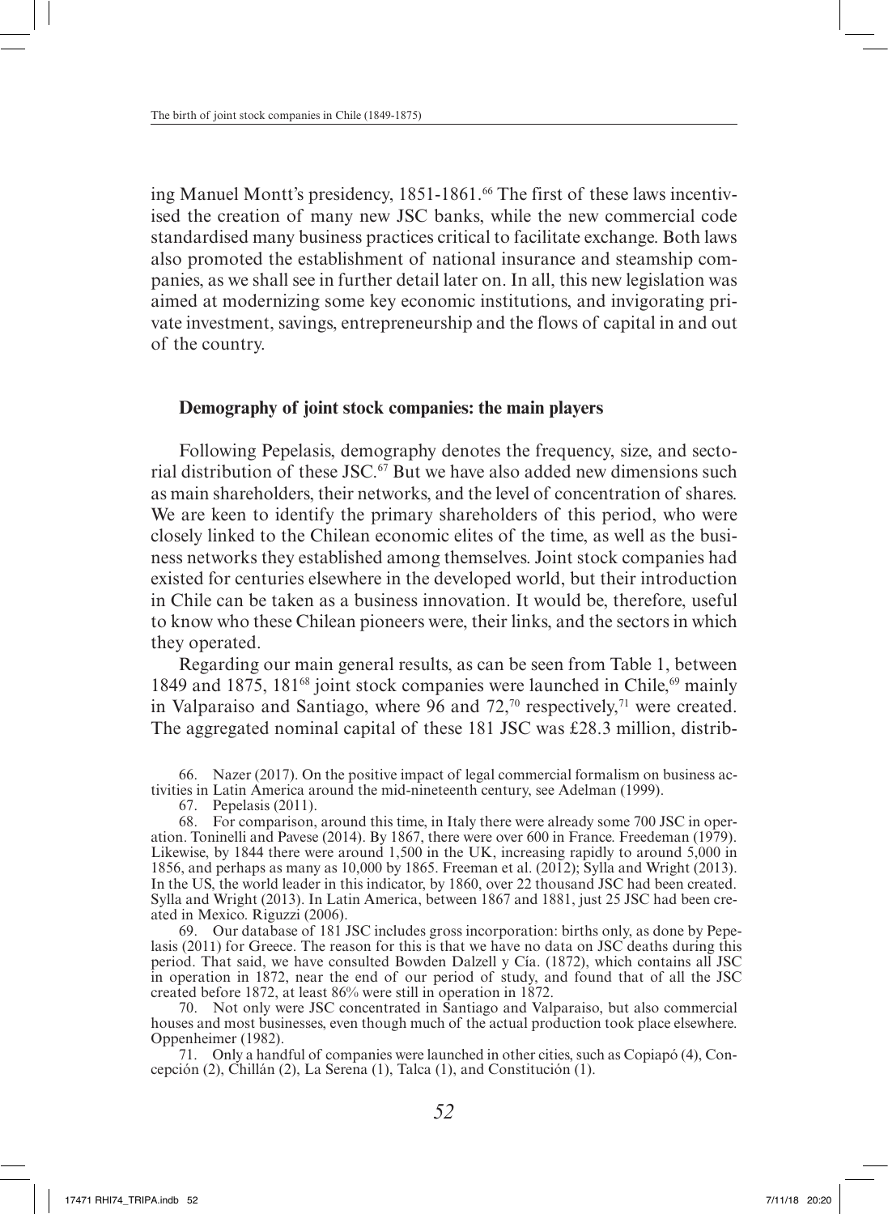ing Manuel Montt's presidency, 1851-1861.[66] The first of these laws incentivised the creation of many new JSC banks, while the new commercial code standardised many business practices critical to facilitate exchange. Both laws also promoted the establishment of national insurance and steamship companies, as we shall see in further detail later on. In all, this new legislation was aimed at modernizing some key economic institutions, and invigorating private investment, savings, entrepreneurship and the flows of capital in and out of the country.

## Demography of joint stock companies: the main players

Following Pepelasis, demography denotes the frequency, size, and sectorial distribution of these JSC.[67] But we have also added new dimensions such as main shareholders, their networks, and the level of concentration of shares. We are keen to identify the primary shareholders of this period, who were closely linked to the Chilean economic elites of the time, as well as the business networks they established among themselves. Joint stock companies had existed for centuries elsewhere in the developed world, but their introduction in Chile can be taken as a business innovation. It would be, therefore, useful to know who these Chilean pioneers were, their links, and the sectors in which they operated.

Regarding our main general results, as can be seen from Table 1, between 1849 and 1875, 181[68] joint stock companies were launched in Chile,[69] mainly in Valparaiso and Santiago, where 96 and 72,[70] respectively,[71] were created. The aggregated nominal capital of these 181 JSC was £28.3 million, distrib-

66. Nazer (2017). On the positive impact of legal commercial formalism on business activities in Latin America around the mid-nineteenth century, see Adelman (1999).

67. Pepelasis (2011).

68. For comparison, around this time, in Italy there were already some 700 JSC in operation. Toninelli and Pavese (2014). By 1867, there were over 600 in France. Freedeman (1979). Likewise, by 1844 there were around 1,500 in the UK, increasing rapidly to around 5,000 in 1856, and perhaps as many as 10,000 by 1865. Freeman et al. (2012); Sylla and Wright (2013). In the US, the world leader in this indicator, by 1860, over 22 thousand JSC had been created. Sylla and Wright (2013). In Latin America, between 1867 and 1881, just 25 JSC had been created in Mexico. Riguzzi (2006).

69. Our database of 181 JSC includes gross incorporation: births only, as done by Pepelasis (2011) for Greece. The reason for this is that we have no data on JSC deaths during this period. That said, we have consulted Bowden Dalzell y Cía. (1872), which contains all JSC in operation in 1872, near the end of our period of study, and found that of all the JSC created before 1872, at least 86% were still in operation in 1872.

70. Not only were JSC concentrated in Santiago and Valparaiso, but also commercial houses and most businesses, even though much of the actual production took place elsewhere. Oppenheimer (1982).

71. Only a handful of companies were launched in other cities, such as Copiapó (4), Concepción (2), Chillán (2), La Serena (1), Talca (1), and Constitución (1).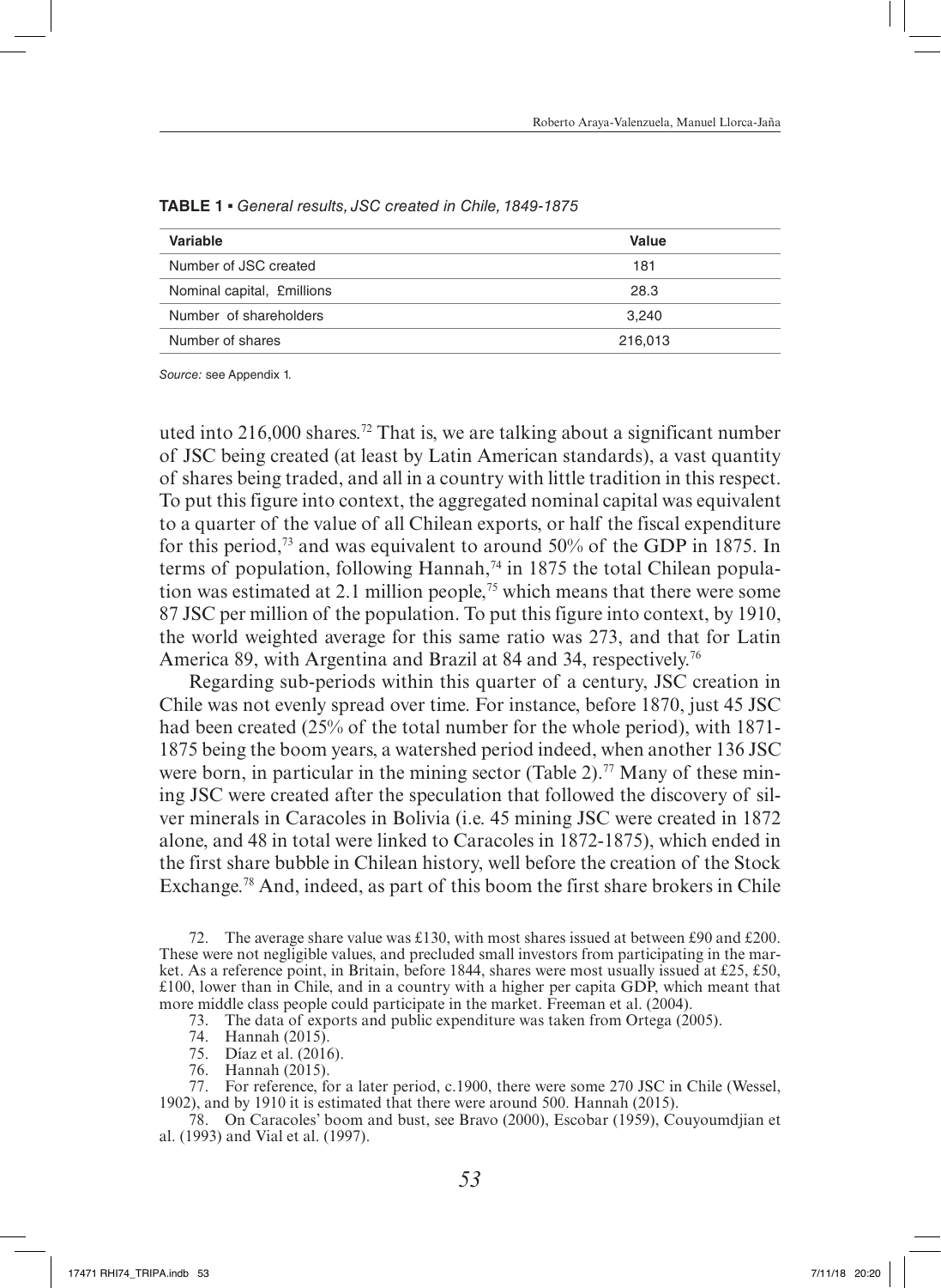**TABLE 1 ▪** *General results, JSC created in Chile, 1849-1875*

| Variable | Value |
|---|---|
| Number of JSC created | 181 |
| Nominal capital, £millions | 28.3 |
| Number of shareholders | 3,240 |
| Number of shares | 216,013 |

*Source:* see Appendix 1.

uted into 216,000 shares.[72] That is, we are talking about a significant number of JSC being created (at least by Latin American standards), a vast quantity of shares being traded, and all in a country with little tradition in this respect. To put this figure into context, the aggregated nominal capital was equivalent to a quarter of the value of all Chilean exports, or half the fiscal expenditure for this period,[73] and was equivalent to around 50% of the GDP in 1875. In terms of population, following Hannah,[74] in 1875 the total Chilean population was estimated at 2.1 million people,[75] which means that there were some 87 JSC per million of the population. To put this figure into context, by 1910, the world weighted average for this same ratio was 273, and that for Latin America 89, with Argentina and Brazil at 84 and 34, respectively.[76]

Regarding sub-periods within this quarter of a century, JSC creation in Chile was not evenly spread over time. For instance, before 1870, just 45 JSC had been created (25% of the total number for the whole period), with 1871-1875 being the boom years, a watershed period indeed, when another 136 JSC were born, in particular in the mining sector (Table 2).[77] Many of these mining JSC were created after the speculation that followed the discovery of silver minerals in Caracoles in Bolivia (i.e. 45 mining JSC were created in 1872 alone, and 48 in total were linked to Caracoles in 1872-1875), which ended in the first share bubble in Chilean history, well before the creation of the Stock Exchange.[78] And, indeed, as part of this boom the first share brokers in Chile

72. The average share value was £130, with most shares issued at between £90 and £200. These were not negligible values, and precluded small investors from participating in the market. As a reference point, in Britain, before 1844, shares were most usually issued at £25, £50, £100, lower than in Chile, and in a country with a higher per capita GDP, which meant that more middle class people could participate in the market. Freeman et al. (2004).

73. The data of exports and public expenditure was taken from Ortega (2005).

74. Hannah (2015).

75. Díaz et al. (2016).

76. Hannah (2015).

77. For reference, for a later period, c.1900, there were some 270 JSC in Chile (Wessel, 1902), and by 1910 it is estimated that there were around 500. Hannah (2015).

78. On Caracoles' boom and bust, see Bravo (2000), Escobar (1959), Couyoumdjian et al. (1993) and Vial et al. (1997).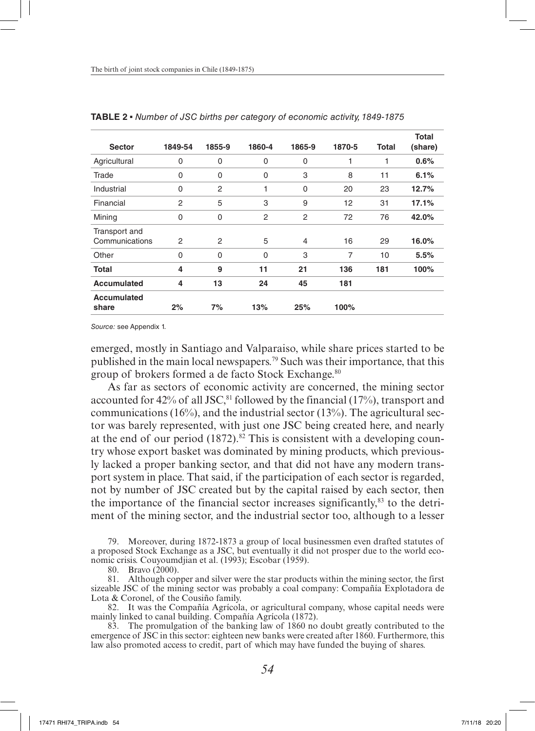**TABLE 2 ▪** *Number of JSC births per category of economic activity, 1849-1875*

| Sector | 1849-54 | 1855-9 | 1860-4 | 1865-9 | 1870-5 | Total | Total (share) |
|---|---|---|---|---|---|---|---|
| Agricultural | 0 | 0 | 0 | 0 | 1 | 1 | **0.6%** |
| Trade | 0 | 0 | 0 | 3 | 8 | 11 | **6.1%** |
| Industrial | 0 | 2 | 1 | 0 | 20 | 23 | **12.7%** |
| Financial | 2 | 5 | 3 | 9 | 12 | 31 | **17.1%** |
| Mining | 0 | 0 | 2 | 2 | 72 | 76 | **42.0%** |
| Transport and Communications | 2 | 2 | 5 | 4 | 16 | 29 | **16.0%** |
| Other | 0 | 0 | 0 | 3 | 7 | 10 | **5.5%** |
| **Total** | **4** | **9** | **11** | **21** | **136** | **181** | **100%** |
| **Accumulated** | **4** | **13** | **24** | **45** | **181** | | |
| **Accumulated share** | **2%** | **7%** | **13%** | **25%** | **100%** | | |

*Source:* see Appendix 1.

emerged, mostly in Santiago and Valparaiso, while share prices started to be published in the main local newspapers.[79] Such was their importance, that this group of brokers formed a de facto Stock Exchange.[80]

As far as sectors of economic activity are concerned, the mining sector accounted for 42% of all JSC,[81] followed by the financial (17%), transport and communications (16%), and the industrial sector (13%). The agricultural sector was barely represented, with just one JSC being created here, and nearly at the end of our period (1872).[82] This is consistent with a developing country whose export basket was dominated by mining products, which previously lacked a proper banking sector, and that did not have any modern transport system in place. That said, if the participation of each sector is regarded, not by number of JSC created but by the capital raised by each sector, then the importance of the financial sector increases significantly,[83] to the detriment of the mining sector, and the industrial sector too, although to a lesser

79. Moreover, during 1872-1873 a group of local businessmen even drafted statutes of a proposed Stock Exchange as a JSC, but eventually it did not prosper due to the world economic crisis. Couyoumdjian et al. (1993); Escobar (1959).

80. Bravo (2000).

81. Although copper and silver were the star products within the mining sector, the first sizeable JSC of the mining sector was probably a coal company: Compañía Explotadora de Lota & Coronel, of the Cousiño family.

82. It was the Compañía Agrícola, or agricultural company, whose capital needs were mainly linked to canal building. Compañía Agrícola (1872).

83. The promulgation of the banking law of 1860 no doubt greatly contributed to the emergence of JSC in this sector: eighteen new banks were created after 1860. Furthermore, this law also promoted access to credit, part of which may have funded the buying of shares.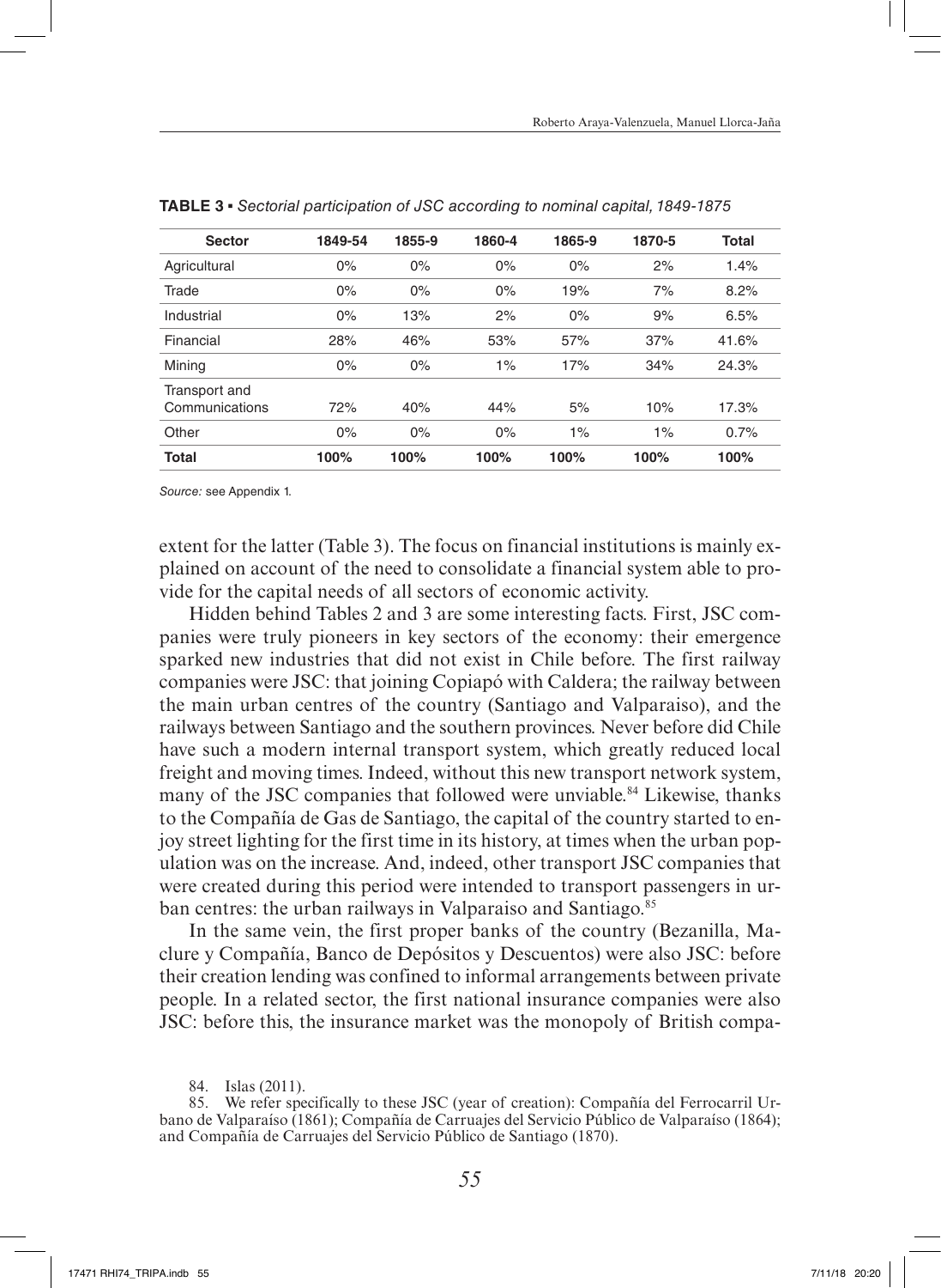**TABLE 3 ▪** *Sectorial participation of JSC according to nominal capital, 1849-1875*

| Sector | 1849-54 | 1855-9 | 1860-4 | 1865-9 | 1870-5 | Total |
|---|---|---|---|---|---|---|
| Agricultural | 0% | 0% | 0% | 0% | 2% | 1.4% |
| Trade | 0% | 0% | 0% | 19% | 7% | 8.2% |
| Industrial | 0% | 13% | 2% | 0% | 9% | 6.5% |
| Financial | 28% | 46% | 53% | 57% | 37% | 41.6% |
| Mining | 0% | 0% | 1% | 17% | 34% | 24.3% |
| Transport and Communications | 72% | 40% | 44% | 5% | 10% | 17.3% |
| Other | 0% | 0% | 0% | 1% | 1% | 0.7% |
| **Total** | **100%** | **100%** | **100%** | **100%** | **100%** | **100%** |

*Source:* see Appendix 1.

extent for the latter (Table 3). The focus on financial institutions is mainly explained on account of the need to consolidate a financial system able to provide for the capital needs of all sectors of economic activity.

Hidden behind Tables 2 and 3 are some interesting facts. First, JSC companies were truly pioneers in key sectors of the economy: their emergence sparked new industries that did not exist in Chile before. The first railway companies were JSC: that joining Copiapó with Caldera; the railway between the main urban centres of the country (Santiago and Valparaiso), and the railways between Santiago and the southern provinces. Never before did Chile have such a modern internal transport system, which greatly reduced local freight and moving times. Indeed, without this new transport network system, many of the JSC companies that followed were unviable.[84] Likewise, thanks to the Compañía de Gas de Santiago, the capital of the country started to enjoy street lighting for the first time in its history, at times when the urban population was on the increase. And, indeed, other transport JSC companies that were created during this period were intended to transport passengers in urban centres: the urban railways in Valparaiso and Santiago.[85]

In the same vein, the first proper banks of the country (Bezanilla, Maclure y Compañía, Banco de Depósitos y Descuentos) were also JSC: before their creation lending was confined to informal arrangements between private people. In a related sector, the first national insurance companies were also JSC: before this, the insurance market was the monopoly of British compa-

84. Islas (2011).

85. We refer specifically to these JSC (year of creation): Compañía del Ferrocarril Urbano de Valparaíso (1861); Compañía de Carruajes del Servicio Público de Valparaíso (1864); and Compañía de Carruajes del Servicio Público de Santiago (1870).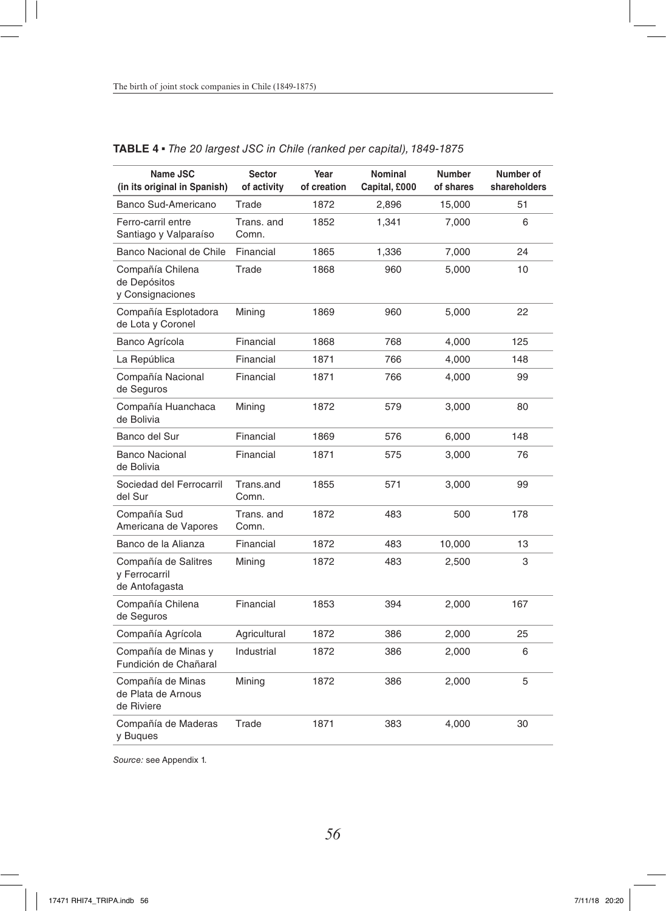**TABLE 4 ▪** *The 20 largest JSC in Chile (ranked per capital), 1849-1875*

| Name JSC (in its original in Spanish) | Sector of activity | Year of creation | Nominal Capital, £000 | Number of shares | Number of shareholders |
|---|---|---|---|---|---|
| Banco Sud-Americano | Trade | 1872 | 2,896 | 15,000 | 51 |
| Ferro-carril entre Santiago y Valparaíso | Trans. and Comn. | 1852 | 1,341 | 7,000 | 6 |
| Banco Nacional de Chile | Financial | 1865 | 1,336 | 7,000 | 24 |
| Compañía Chilena de Depósitos y Consignaciones | Trade | 1868 | 960 | 5,000 | 10 |
| Compañía Esplotadora de Lota y Coronel | Mining | 1869 | 960 | 5,000 | 22 |
| Banco Agrícola | Financial | 1868 | 768 | 4,000 | 125 |
| La República | Financial | 1871 | 766 | 4,000 | 148 |
| Compañía Nacional de Seguros | Financial | 1871 | 766 | 4,000 | 99 |
| Compañía Huanchaca de Bolivia | Mining | 1872 | 579 | 3,000 | 80 |
| Banco del Sur | Financial | 1869 | 576 | 6,000 | 148 |
| Banco Nacional de Bolivia | Financial | 1871 | 575 | 3,000 | 76 |
| Sociedad del Ferrocarril del Sur | Trans.and Comn. | 1855 | 571 | 3,000 | 99 |
| Compañía Sud Americana de Vapores | Trans. and Comn. | 1872 | 483 | 500 | 178 |
| Banco de la Alianza | Financial | 1872 | 483 | 10,000 | 13 |
| Compañía de Salitres y Ferrocarril de Antofagasta | Mining | 1872 | 483 | 2,500 | 3 |
| Compañía Chilena de Seguros | Financial | 1853 | 394 | 2,000 | 167 |
| Compañía Agrícola | Agricultural | 1872 | 386 | 2,000 | 25 |
| Compañía de Minas y Fundición de Chañaral | Industrial | 1872 | 386 | 2,000 | 6 |
| Compañía de Minas de Plata de Arnous de Riviere | Mining | 1872 | 386 | 2,000 | 5 |
| Compañía de Maderas y Buques | Trade | 1871 | 383 | 4,000 | 30 |

*Source:* see Appendix 1.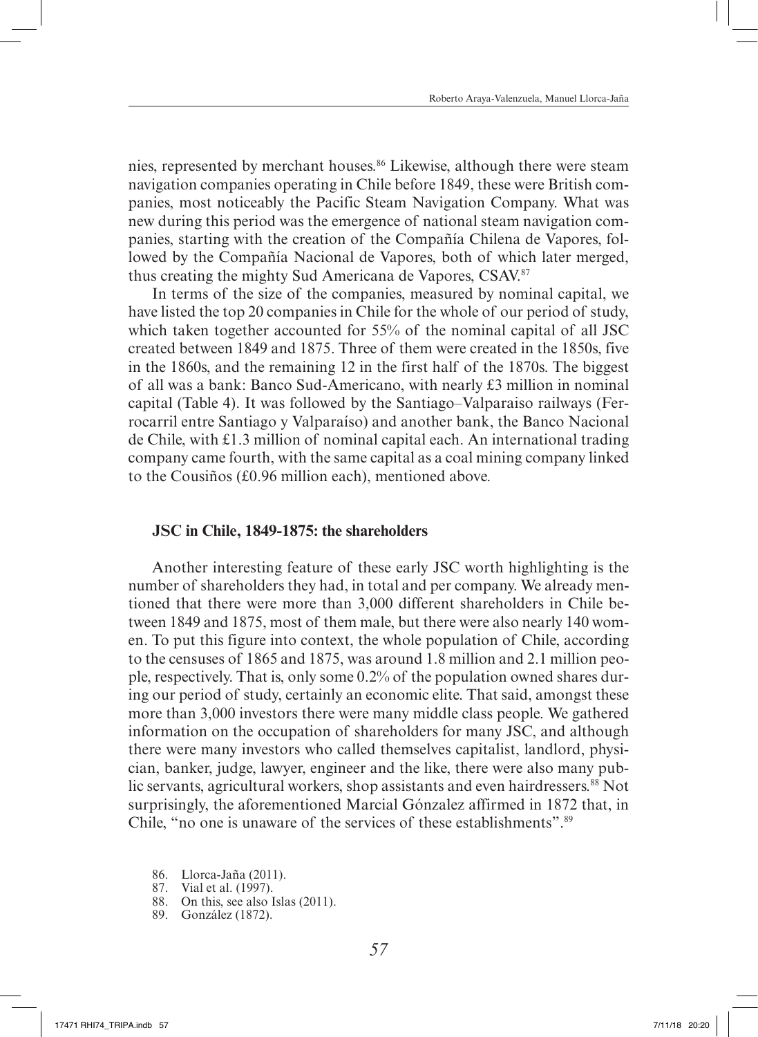nies, represented by merchant houses.[86] Likewise, although there were steam navigation companies operating in Chile before 1849, these were British companies, most noticeably the Pacific Steam Navigation Company. What was new during this period was the emergence of national steam navigation companies, starting with the creation of the Compañía Chilena de Vapores, followed by the Compañía Nacional de Vapores, both of which later merged, thus creating the mighty Sud Americana de Vapores, CSAV.[87]

In terms of the size of the companies, measured by nominal capital, we have listed the top 20 companies in Chile for the whole of our period of study, which taken together accounted for 55% of the nominal capital of all JSC created between 1849 and 1875. Three of them were created in the 1850s, five in the 1860s, and the remaining 12 in the first half of the 1870s. The biggest of all was a bank: Banco Sud-Americano, with nearly £3 million in nominal capital (Table 4). It was followed by the Santiago–Valparaiso railways (Ferrocarril entre Santiago y Valparaíso) and another bank, the Banco Nacional de Chile, with £1.3 million of nominal capital each. An international trading company came fourth, with the same capital as a coal mining company linked to the Cousiños (£0.96 million each), mentioned above.

### JSC in Chile, 1849-1875: the shareholders

Another interesting feature of these early JSC worth highlighting is the number of shareholders they had, in total and per company. We already mentioned that there were more than 3,000 different shareholders in Chile between 1849 and 1875, most of them male, but there were also nearly 140 women. To put this figure into context, the whole population of Chile, according to the censuses of 1865 and 1875, was around 1.8 million and 2.1 million people, respectively. That is, only some 0.2% of the population owned shares during our period of study, certainly an economic elite. That said, amongst these more than 3,000 investors there were many middle class people. We gathered information on the occupation of shareholders for many JSC, and although there were many investors who called themselves capitalist, landlord, physician, banker, judge, lawyer, engineer and the like, there were also many public servants, agricultural workers, shop assistants and even hairdressers.[88] Not surprisingly, the aforementioned Marcial Gónzalez affirmed in 1872 that, in Chile, "no one is unaware of the services of these establishments".[89]

86. Llorca-Jaña (2011).
87. Vial et al. (1997).
88. On this, see also Islas (2011).
89. González (1872).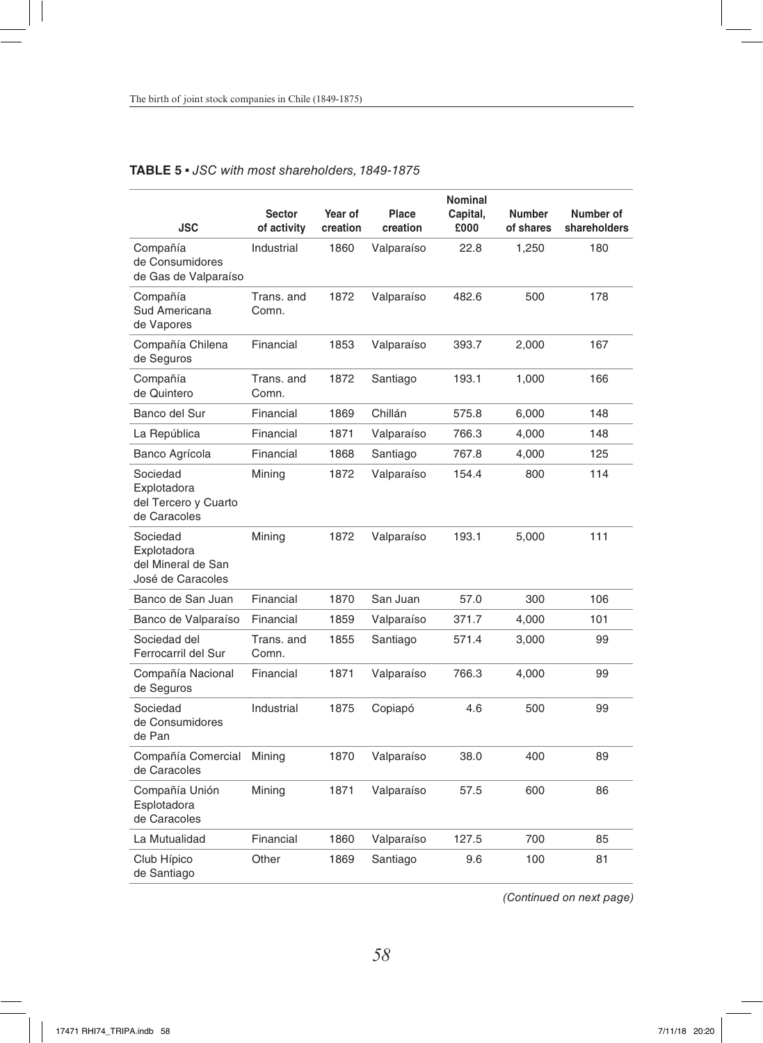**TABLE 5 ▪** *JSC with most shareholders, 1849-1875*

| JSC | Sector of activity | Year of creation | Place creation | Nominal Capital, £000 | Number of shares | Number of shareholders |
|---|---|---|---|---|---|---|
| Compañía de Consumidores de Gas de Valparaíso | Industrial | 1860 | Valparaíso | 22.8 | 1,250 | 180 |
| Compañía Sud Americana de Vapores | Trans. and Comn. | 1872 | Valparaíso | 482.6 | 500 | 178 |
| Compañía Chilena de Seguros | Financial | 1853 | Valparaíso | 393.7 | 2,000 | 167 |
| Compañía de Quintero | Trans. and Comn. | 1872 | Santiago | 193.1 | 1,000 | 166 |
| Banco del Sur | Financial | 1869 | Chillán | 575.8 | 6,000 | 148 |
| La República | Financial | 1871 | Valparaíso | 766.3 | 4,000 | 148 |
| Banco Agrícola | Financial | 1868 | Santiago | 767.8 | 4,000 | 125 |
| Sociedad Explotadora del Tercero y Cuarto de Caracoles | Mining | 1872 | Valparaíso | 154.4 | 800 | 114 |
| Sociedad Explotadora del Mineral de San José de Caracoles | Mining | 1872 | Valparaíso | 193.1 | 5,000 | 111 |
| Banco de San Juan | Financial | 1870 | San Juan | 57.0 | 300 | 106 |
| Banco de Valparaíso | Financial | 1859 | Valparaíso | 371.7 | 4,000 | 101 |
| Sociedad del Ferrocarril del Sur | Trans. and Comn. | 1855 | Santiago | 571.4 | 3,000 | 99 |
| Compañía Nacional de Seguros | Financial | 1871 | Valparaíso | 766.3 | 4,000 | 99 |
| Sociedad de Consumidores de Pan | Industrial | 1875 | Copiapó | 4.6 | 500 | 99 |
| Compañía Comercial de Caracoles | Mining | 1870 | Valparaíso | 38.0 | 400 | 89 |
| Compañía Unión Esplotadora de Caracoles | Mining | 1871 | Valparaíso | 57.5 | 600 | 86 |
| La Mutualidad | Financial | 1860 | Valparaíso | 127.5 | 700 | 85 |
| Club Hípico de Santiago | Other | 1869 | Santiago | 9.6 | 100 | 81 |

*(Continued on next page)*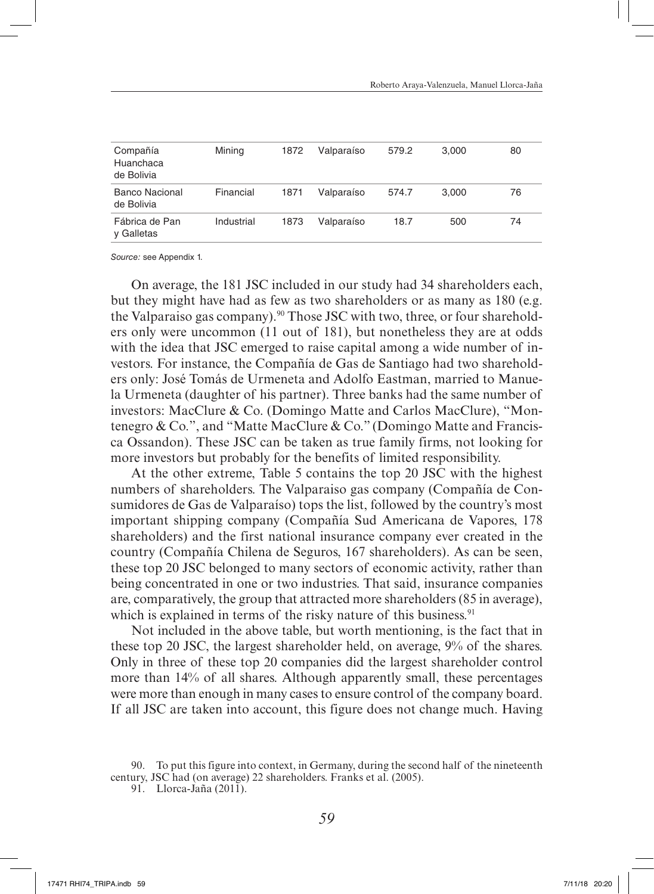| Compañía Huanchaca de Bolivia | Mining | 1872 | Valparaíso | 579.2 | 3,000 | 80 |
|---|---|---|---|---|---|---|
| Banco Nacional de Bolivia | Financial | 1871 | Valparaíso | 574.7 | 3,000 | 76 |
| Fábrica de Pan y Galletas | Industrial | 1873 | Valparaíso | 18.7 | 500 | 74 |

*Source:* see Appendix 1.

On average, the 181 JSC included in our study had 34 shareholders each, but they might have had as few as two shareholders or as many as 180 (e.g. the Valparaiso gas company).[90] Those JSC with two, three, or four shareholders only were uncommon (11 out of 181), but nonetheless they are at odds with the idea that JSC emerged to raise capital among a wide number of investors. For instance, the Compañía de Gas de Santiago had two shareholders only: José Tomás de Urmeneta and Adolfo Eastman, married to Manuela Urmeneta (daughter of his partner). Three banks had the same number of investors: MacClure & Co. (Domingo Matte and Carlos MacClure), "Montenegro & Co.", and "Matte MacClure & Co." (Domingo Matte and Francisca Ossandon). These JSC can be taken as true family firms, not looking for more investors but probably for the benefits of limited responsibility.

At the other extreme, Table 5 contains the top 20 JSC with the highest numbers of shareholders. The Valparaiso gas company (Compañía de Consumidores de Gas de Valparaíso) tops the list, followed by the country's most important shipping company (Compañía Sud Americana de Vapores, 178 shareholders) and the first national insurance company ever created in the country (Compañía Chilena de Seguros, 167 shareholders). As can be seen, these top 20 JSC belonged to many sectors of economic activity, rather than being concentrated in one or two industries. That said, insurance companies are, comparatively, the group that attracted more shareholders (85 in average), which is explained in terms of the risky nature of this business.[91]

Not included in the above table, but worth mentioning, is the fact that in these top 20 JSC, the largest shareholder held, on average, 9% of the shares. Only in three of these top 20 companies did the largest shareholder control more than 14% of all shares. Although apparently small, these percentages were more than enough in many cases to ensure control of the company board. If all JSC are taken into account, this figure does not change much. Having

90. To put this figure into context, in Germany, during the second half of the nineteenth century, JSC had (on average) 22 shareholders. Franks et al. (2005).

91. Llorca-Jaña (2011).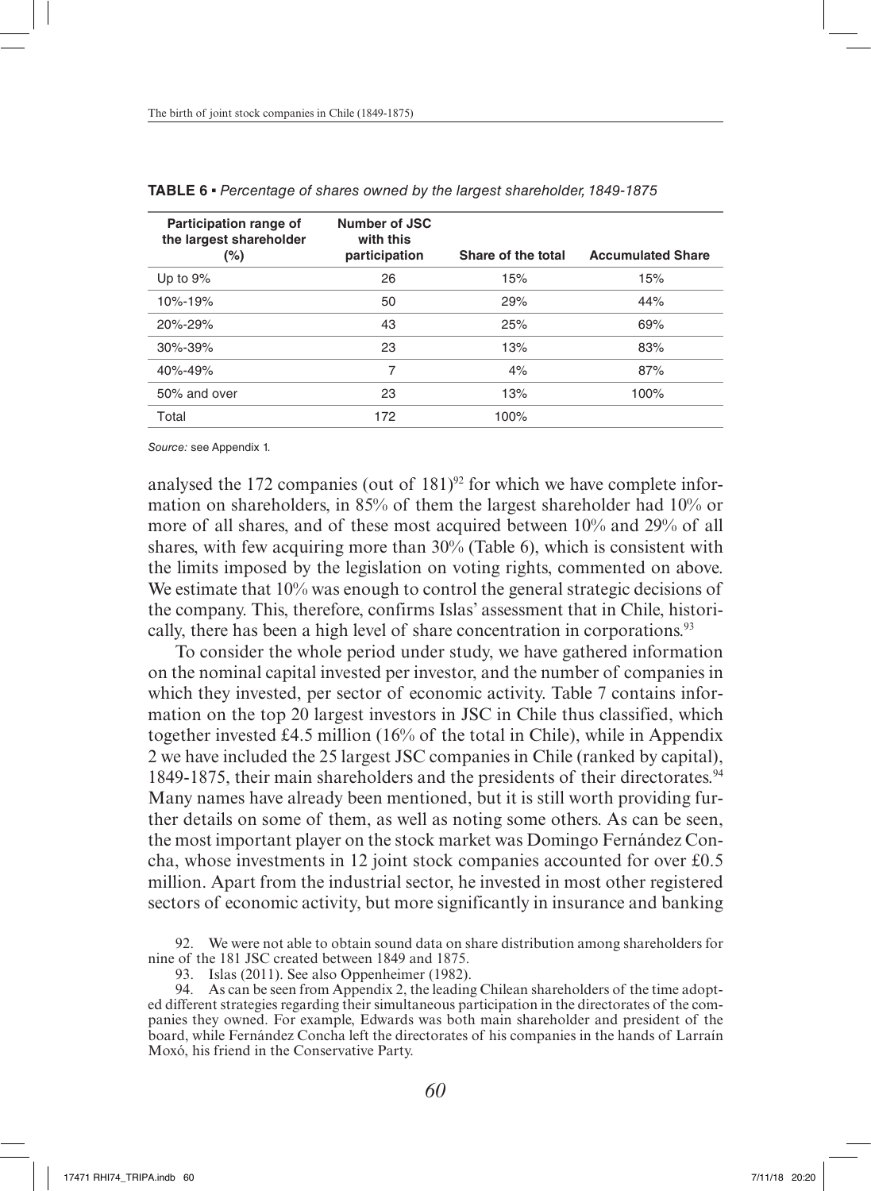**TABLE 6 ▪** *Percentage of shares owned by the largest shareholder, 1849-1875*

| Participation range of the largest shareholder (%) | Number of JSC with this participation | Share of the total | Accumulated Share |
|---|---|---|---|
| Up to 9% | 26 | 15% | 15% |
| 10%-19% | 50 | 29% | 44% |
| 20%-29% | 43 | 25% | 69% |
| 30%-39% | 23 | 13% | 83% |
| 40%-49% | 7 | 4% | 87% |
| 50% and over | 23 | 13% | 100% |
| Total | 172 | 100% | |

*Source:* see Appendix 1.

analysed the 172 companies (out of 181)[92] for which we have complete information on shareholders, in 85% of them the largest shareholder had 10% or more of all shares, and of these most acquired between 10% and 29% of all shares, with few acquiring more than 30% (Table 6), which is consistent with the limits imposed by the legislation on voting rights, commented on above. We estimate that 10% was enough to control the general strategic decisions of the company. This, therefore, confirms Islas' assessment that in Chile, historically, there has been a high level of share concentration in corporations.[93]

To consider the whole period under study, we have gathered information on the nominal capital invested per investor, and the number of companies in which they invested, per sector of economic activity. Table 7 contains information on the top 20 largest investors in JSC in Chile thus classified, which together invested £4.5 million (16% of the total in Chile), while in Appendix 2 we have included the 25 largest JSC companies in Chile (ranked by capital), 1849-1875, their main shareholders and the presidents of their directorates.[94] Many names have already been mentioned, but it is still worth providing further details on some of them, as well as noting some others. As can be seen, the most important player on the stock market was Domingo Fernández Concha, whose investments in 12 joint stock companies accounted for over £0.5 million. Apart from the industrial sector, he invested in most other registered sectors of economic activity, but more significantly in insurance and banking

92. We were not able to obtain sound data on share distribution among shareholders for nine of the 181 JSC created between 1849 and 1875.

93. Islas (2011). See also Oppenheimer (1982).

94. As can be seen from Appendix 2, the leading Chilean shareholders of the time adopted different strategies regarding their simultaneous participation in the directorates of the companies they owned. For example, Edwards was both main shareholder and president of the board, while Fernández Concha left the directorates of his companies in the hands of Larraín Moxó, his friend in the Conservative Party.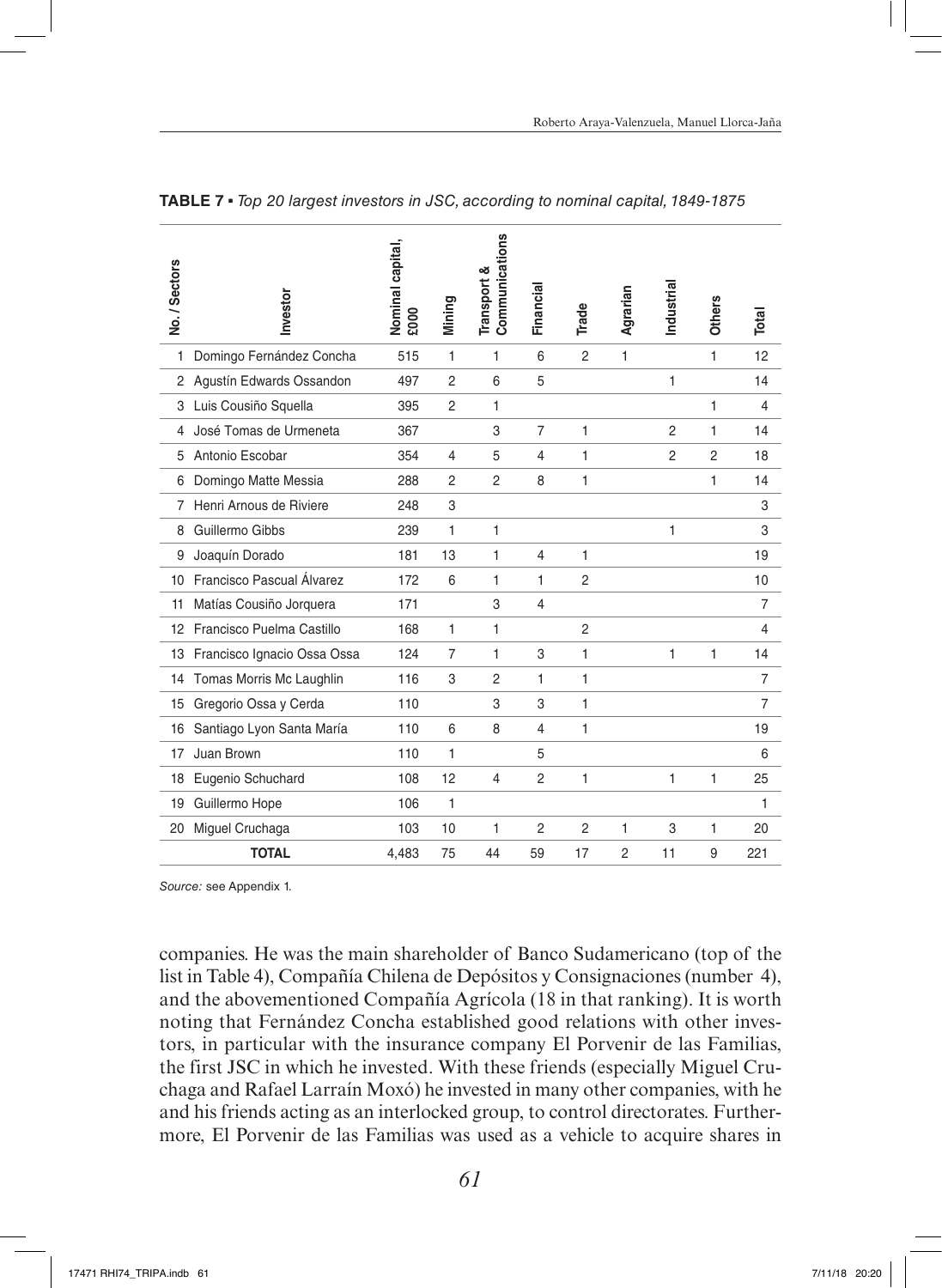**TABLE 7 ▪** *Top 20 largest investors in JSC, according to nominal capital, 1849-1875*

| No. / Sectors | Investor | Nominal capital, £000 | Mining | Transport & Communications | Financial | Trade | Agrarian | Industrial | Others | Total |
|---|---|---|---|---|---|---|---|---|---|---|
| 1 | Domingo Fernández Concha | 515 | 1 | 1 | 6 | 2 | 1 | | 1 | 12 |
| 2 | Agustín Edwards Ossandon | 497 | 2 | 6 | 5 | | | 1 | | 14 |
| 3 | Luis Cousiño Squella | 395 | 2 | 1 | | | | | 1 | 4 |
| 4 | José Tomas de Urmeneta | 367 | | 3 | 7 | 1 | | 2 | 1 | 14 |
| 5 | Antonio Escobar | 354 | 4 | 5 | 4 | 1 | | 2 | 2 | 18 |
| 6 | Domingo Matte Messia | 288 | 2 | 2 | 8 | 1 | | | 1 | 14 |
| 7 | Henri Arnous de Riviere | 248 | 3 | | | | | | | 3 |
| 8 | Guillermo Gibbs | 239 | 1 | 1 | | | | 1 | | 3 |
| 9 | Joaquín Dorado | 181 | 13 | 1 | 4 | 1 | | | | 19 |
| 10 | Francisco Pascual Álvarez | 172 | 6 | 1 | 1 | 2 | | | | 10 |
| 11 | Matías Cousiño Jorquera | 171 | | 3 | 4 | | | | | 7 |
| 12 | Francisco Puelma Castillo | 168 | 1 | 1 | | 2 | | | | 4 |
| 13 | Francisco Ignacio Ossa Ossa | 124 | 7 | 1 | 3 | 1 | | 1 | 1 | 14 |
| 14 | Tomas Morris Mc Laughlin | 116 | 3 | 2 | 1 | 1 | | | | 7 |
| 15 | Gregorio Ossa y Cerda | 110 | | 3 | 3 | 1 | | | | 7 |
| 16 | Santiago Lyon Santa María | 110 | 6 | 8 | 4 | 1 | | | | 19 |
| 17 | Juan Brown | 110 | 1 | | 5 | | | | | 6 |
| 18 | Eugenio Schuchard | 108 | 12 | 4 | 2 | 1 | | 1 | 1 | 25 |
| 19 | Guillermo Hope | 106 | 1 | | | | | | | 1 |
| 20 | Miguel Cruchaga | 103 | 10 | 1 | 2 | 2 | 1 | 3 | 1 | 20 |
| | **TOTAL** | 4,483 | 75 | 44 | 59 | 17 | 2 | 11 | 9 | 221 |

*Source:* see Appendix 1.

companies. He was the main shareholder of Banco Sudamericano (top of the list in Table 4), Compañía Chilena de Depósitos y Consignaciones (number 4), and the abovementioned Compañía Agrícola (18 in that ranking). It is worth noting that Fernández Concha established good relations with other investors, in particular with the insurance company El Porvenir de las Familias, the first JSC in which he invested. With these friends (especially Miguel Cruchaga and Rafael Larraín Moxó) he invested in many other companies, with he and his friends acting as an interlocked group, to control directorates. Furthermore, El Porvenir de las Familias was used as a vehicle to acquire shares in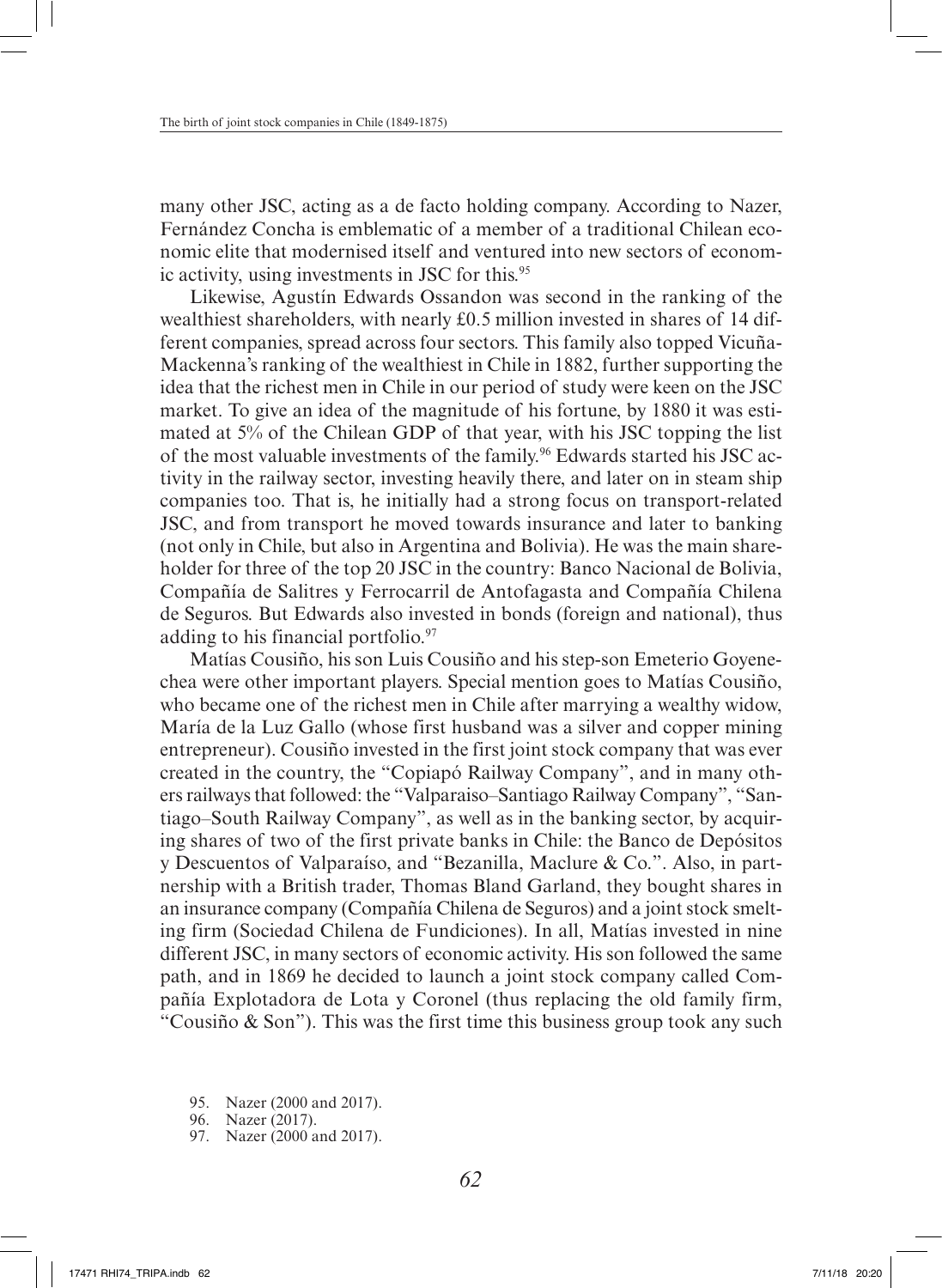many other JSC, acting as a de facto holding company. According to Nazer, Fernández Concha is emblematic of a member of a traditional Chilean economic elite that modernised itself and ventured into new sectors of economic activity, using investments in JSC for this.[95]

Likewise, Agustín Edwards Ossandon was second in the ranking of the wealthiest shareholders, with nearly £0.5 million invested in shares of 14 different companies, spread across four sectors. This family also topped Vicuña-Mackenna's ranking of the wealthiest in Chile in 1882, further supporting the idea that the richest men in Chile in our period of study were keen on the JSC market. To give an idea of the magnitude of his fortune, by 1880 it was estimated at 5% of the Chilean GDP of that year, with his JSC topping the list of the most valuable investments of the family.[96] Edwards started his JSC activity in the railway sector, investing heavily there, and later on in steam ship companies too. That is, he initially had a strong focus on transport-related JSC, and from transport he moved towards insurance and later to banking (not only in Chile, but also in Argentina and Bolivia). He was the main shareholder for three of the top 20 JSC in the country: Banco Nacional de Bolivia, Compañía de Salitres y Ferrocarril de Antofagasta and Compañía Chilena de Seguros. But Edwards also invested in bonds (foreign and national), thus adding to his financial portfolio.[97]

Matías Cousiño, his son Luis Cousiño and his step-son Emeterio Goyenechea were other important players. Special mention goes to Matías Cousiño, who became one of the richest men in Chile after marrying a wealthy widow, María de la Luz Gallo (whose first husband was a silver and copper mining entrepreneur). Cousiño invested in the first joint stock company that was ever created in the country, the "Copiapó Railway Company", and in many others railways that followed: the "Valparaiso–Santiago Railway Company", "Santiago–South Railway Company", as well as in the banking sector, by acquiring shares of two of the first private banks in Chile: the Banco de Depósitos y Descuentos of Valparaíso, and "Bezanilla, Maclure & Co.". Also, in partnership with a British trader, Thomas Bland Garland, they bought shares in an insurance company (Compañía Chilena de Seguros) and a joint stock smelting firm (Sociedad Chilena de Fundiciones). In all, Matías invested in nine different JSC, in many sectors of economic activity. His son followed the same path, and in 1869 he decided to launch a joint stock company called Compañía Explotadora de Lota y Coronel (thus replacing the old family firm, "Cousiño & Son"). This was the first time this business group took any such

95. Nazer (2000 and 2017).
96. Nazer (2017).
97. Nazer (2000 and 2017).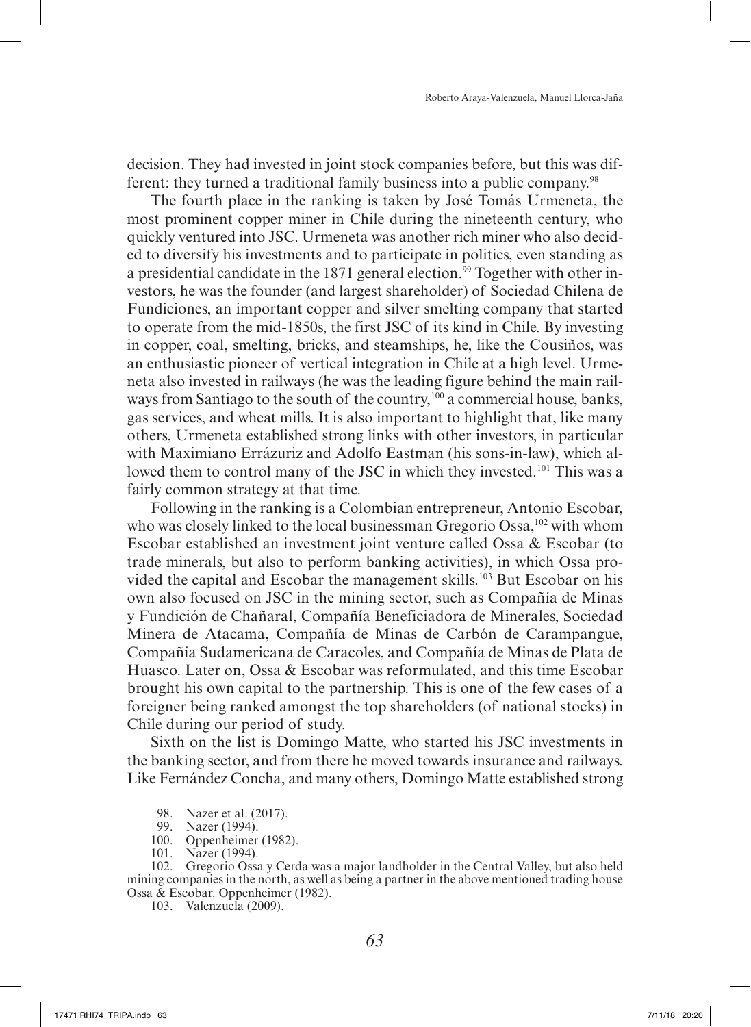decision. They had invested in joint stock companies before, but this was different: they turned a traditional family business into a public company.[98]

The fourth place in the ranking is taken by José Tomás Urmeneta, the most prominent copper miner in Chile during the nineteenth century, who quickly ventured into JSC. Urmeneta was another rich miner who also decided to diversify his investments and to participate in politics, even standing as a presidential candidate in the 1871 general election.[99] Together with other investors, he was the founder (and largest shareholder) of Sociedad Chilena de Fundiciones, an important copper and silver smelting company that started to operate from the mid-1850s, the first JSC of its kind in Chile. By investing in copper, coal, smelting, bricks, and steamships, he, like the Cousiños, was an enthusiastic pioneer of vertical integration in Chile at a high level. Urmeneta also invested in railways (he was the leading figure behind the main railways from Santiago to the south of the country,[100] a commercial house, banks, gas services, and wheat mills. It is also important to highlight that, like many others, Urmeneta established strong links with other investors, in particular with Maximiano Errázuriz and Adolfo Eastman (his sons-in-law), which allowed them to control many of the JSC in which they invested.[101] This was a fairly common strategy at that time.

Following in the ranking is a Colombian entrepreneur, Antonio Escobar, who was closely linked to the local businessman Gregorio Ossa,[102] with whom Escobar established an investment joint venture called Ossa & Escobar (to trade minerals, but also to perform banking activities), in which Ossa provided the capital and Escobar the management skills.[103] But Escobar on his own also focused on JSC in the mining sector, such as Compañía de Minas y Fundición de Chañaral, Compañía Beneficiadora de Minerales, Sociedad Minera de Atacama, Compañía de Minas de Carbón de Carampangue, Compañía Sudamericana de Caracoles, and Compañía de Minas de Plata de Huasco. Later on, Ossa & Escobar was reformulated, and this time Escobar brought his own capital to the partnership. This is one of the few cases of a foreigner being ranked amongst the top shareholders (of national stocks) in Chile during our period of study.

Sixth on the list is Domingo Matte, who started his JSC investments in the banking sector, and from there he moved towards insurance and railways. Like Fernández Concha, and many others, Domingo Matte established strong

98. Nazer et al. (2017).
99. Nazer (1994).
100. Oppenheimer (1982).
101. Nazer (1994).
102. Gregorio Ossa y Cerda was a major landholder in the Central Valley, but also held mining companies in the north, as well as being a partner in the above mentioned trading house Ossa & Escobar. Oppenheimer (1982).
103. Valenzuela (2009).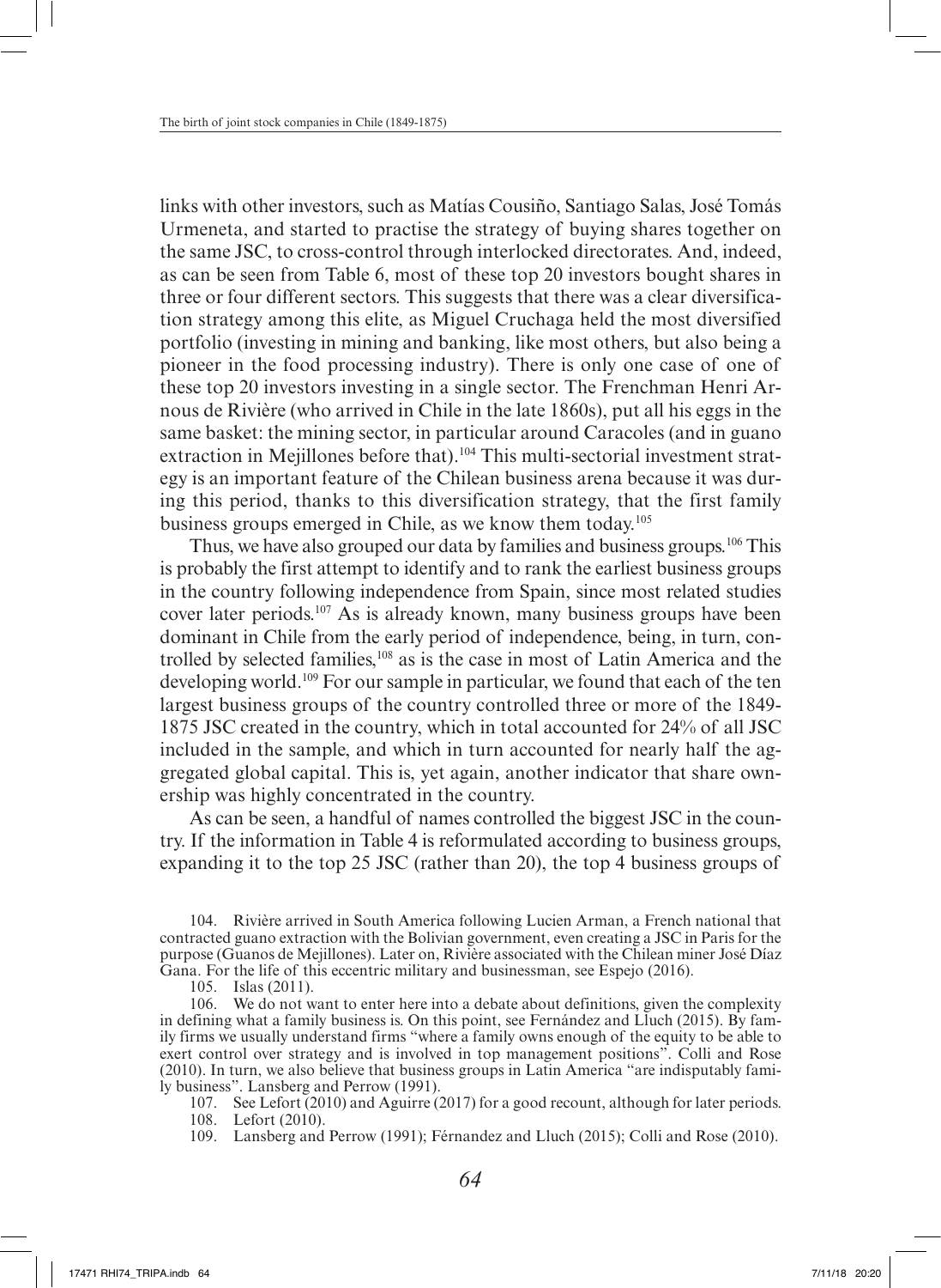links with other investors, such as Matías Cousiño, Santiago Salas, José Tomás Urmeneta, and started to practise the strategy of buying shares together on the same JSC, to cross-control through interlocked directorates. And, indeed, as can be seen from Table 6, most of these top 20 investors bought shares in three or four different sectors. This suggests that there was a clear diversification strategy among this elite, as Miguel Cruchaga held the most diversified portfolio (investing in mining and banking, like most others, but also being a pioneer in the food processing industry). There is only one case of one of these top 20 investors investing in a single sector. The Frenchman Henri Arnous de Rivière (who arrived in Chile in the late 1860s), put all his eggs in the same basket: the mining sector, in particular around Caracoles (and in guano extraction in Mejillones before that).[104] This multi-sectorial investment strategy is an important feature of the Chilean business arena because it was during this period, thanks to this diversification strategy, that the first family business groups emerged in Chile, as we know them today.[105]

Thus, we have also grouped our data by families and business groups.[106] This is probably the first attempt to identify and to rank the earliest business groups in the country following independence from Spain, since most related studies cover later periods.[107] As is already known, many business groups have been dominant in Chile from the early period of independence, being, in turn, controlled by selected families,[108] as is the case in most of Latin America and the developing world.[109] For our sample in particular, we found that each of the ten largest business groups of the country controlled three or more of the 1849-1875 JSC created in the country, which in total accounted for 24% of all JSC included in the sample, and which in turn accounted for nearly half the aggregated global capital. This is, yet again, another indicator that share ownership was highly concentrated in the country.

As can be seen, a handful of names controlled the biggest JSC in the country. If the information in Table 4 is reformulated according to business groups, expanding it to the top 25 JSC (rather than 20), the top 4 business groups of

104. Rivière arrived in South America following Lucien Arman, a French national that contracted guano extraction with the Bolivian government, even creating a JSC in Paris for the purpose (Guanos de Mejillones). Later on, Rivière associated with the Chilean miner José Díaz Gana. For the life of this eccentric military and businessman, see Espejo (2016).

105. Islas (2011).

106. We do not want to enter here into a debate about definitions, given the complexity in defining what a family business is. On this point, see Fernández and Lluch (2015). By family firms we usually understand firms "where a family owns enough of the equity to be able to exert control over strategy and is involved in top management positions". Colli and Rose (2010). In turn, we also believe that business groups in Latin America "are indisputably family business". Lansberg and Perrow (1991).

107. See Lefort (2010) and Aguirre (2017) for a good recount, although for later periods.

108. Lefort (2010).

109. Lansberg and Perrow (1991); Férnandez and Lluch (2015); Colli and Rose (2010).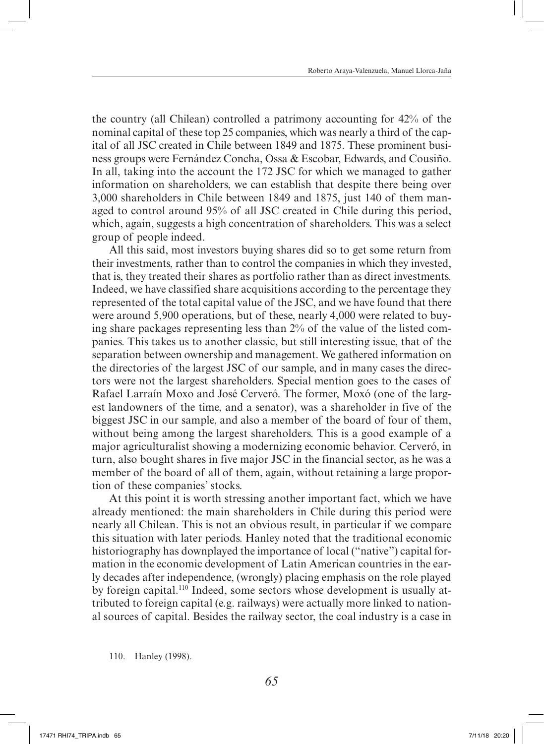the country (all Chilean) controlled a patrimony accounting for 42% of the nominal capital of these top 25 companies, which was nearly a third of the capital of all JSC created in Chile between 1849 and 1875. These prominent business groups were Fernández Concha, Ossa & Escobar, Edwards, and Cousiño. In all, taking into the account the 172 JSC for which we managed to gather information on shareholders, we can establish that despite there being over 3,000 shareholders in Chile between 1849 and 1875, just 140 of them managed to control around 95% of all JSC created in Chile during this period, which, again, suggests a high concentration of shareholders. This was a select group of people indeed.

All this said, most investors buying shares did so to get some return from their investments, rather than to control the companies in which they invested, that is, they treated their shares as portfolio rather than as direct investments. Indeed, we have classified share acquisitions according to the percentage they represented of the total capital value of the JSC, and we have found that there were around 5,900 operations, but of these, nearly 4,000 were related to buying share packages representing less than 2% of the value of the listed companies. This takes us to another classic, but still interesting issue, that of the separation between ownership and management. We gathered information on the directories of the largest JSC of our sample, and in many cases the directors were not the largest shareholders. Special mention goes to the cases of Rafael Larraín Moxo and José Cerveró. The former, Moxó (one of the largest landowners of the time, and a senator), was a shareholder in five of the biggest JSC in our sample, and also a member of the board of four of them, without being among the largest shareholders. This is a good example of a major agriculturalist showing a modernizing economic behavior. Cerveró, in turn, also bought shares in five major JSC in the financial sector, as he was a member of the board of all of them, again, without retaining a large proportion of these companies' stocks.

At this point it is worth stressing another important fact, which we have already mentioned: the main shareholders in Chile during this period were nearly all Chilean. This is not an obvious result, in particular if we compare this situation with later periods. Hanley noted that the traditional economic historiography has downplayed the importance of local ("native") capital formation in the economic development of Latin American countries in the early decades after independence, (wrongly) placing emphasis on the role played by foreign capital.[110] Indeed, some sectors whose development is usually attributed to foreign capital (e.g. railways) were actually more linked to national sources of capital. Besides the railway sector, the coal industry is a case in

110. Hanley (1998).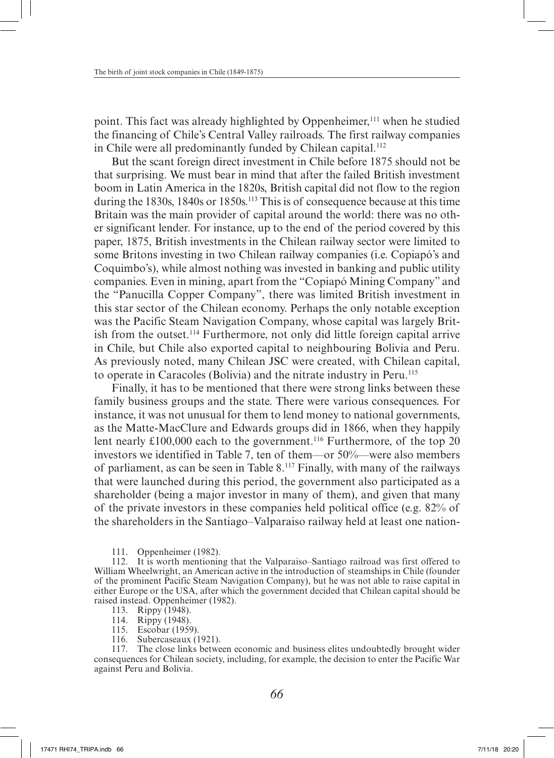point. This fact was already highlighted by Oppenheimer,[111] when he studied the financing of Chile's Central Valley railroads. The first railway companies in Chile were all predominantly funded by Chilean capital.[112]

But the scant foreign direct investment in Chile before 1875 should not be that surprising. We must bear in mind that after the failed British investment boom in Latin America in the 1820s, British capital did not flow to the region during the 1830s, 1840s or 1850s.[113] This is of consequence because at this time Britain was the main provider of capital around the world: there was no other significant lender. For instance, up to the end of the period covered by this paper, 1875, British investments in the Chilean railway sector were limited to some Britons investing in two Chilean railway companies (i.e. Copiapó's and Coquimbo's), while almost nothing was invested in banking and public utility companies. Even in mining, apart from the "Copiapó Mining Company" and the "Panucilla Copper Company", there was limited British investment in this star sector of the Chilean economy. Perhaps the only notable exception was the Pacific Steam Navigation Company, whose capital was largely British from the outset.[114] Furthermore, not only did little foreign capital arrive in Chile, but Chile also exported capital to neighbouring Bolivia and Peru. As previously noted, many Chilean JSC were created, with Chilean capital, to operate in Caracoles (Bolivia) and the nitrate industry in Peru.[115]

Finally, it has to be mentioned that there were strong links between these family business groups and the state. There were various consequences. For instance, it was not unusual for them to lend money to national governments, as the Matte-MacClure and Edwards groups did in 1866, when they happily lent nearly £100,000 each to the government.[116] Furthermore, of the top 20 investors we identified in Table 7, ten of them—or 50%—were also members of parliament, as can be seen in Table 8.[117] Finally, with many of the railways that were launched during this period, the government also participated as a shareholder (being a major investor in many of them), and given that many of the private investors in these companies held political office (e.g. 82% of the shareholders in the Santiago–Valparaiso railway held at least one nation-

111. Oppenheimer (1982).

112. It is worth mentioning that the Valparaiso–Santiago railroad was first offered to William Wheelwright, an American active in the introduction of steamships in Chile (founder of the prominent Pacific Steam Navigation Company), but he was not able to raise capital in either Europe or the USA, after which the government decided that Chilean capital should be raised instead. Oppenheimer (1982).

113. Rippy (1948).

114. Rippy (1948).

115. Escobar (1959).

116. Subercaseaux (1921).

117. The close links between economic and business elites undoubtedly brought wider consequences for Chilean society, including, for example, the decision to enter the Pacific War against Peru and Bolivia.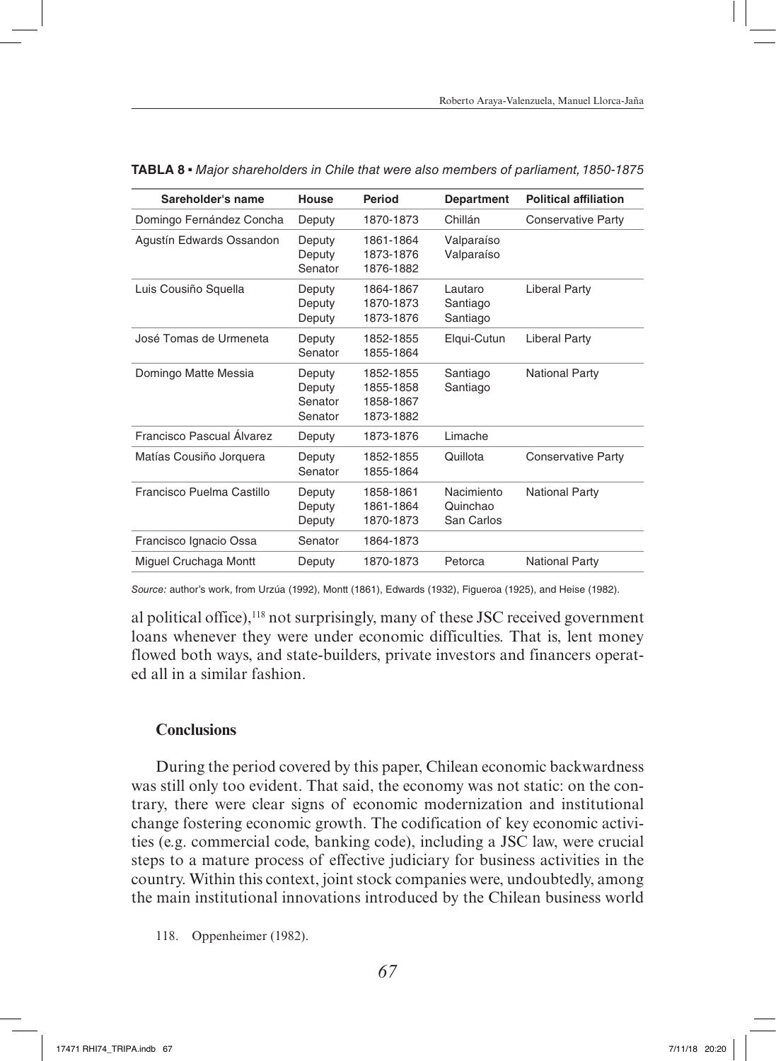**TABLA 8** ▪ *Major shareholders in Chile that were also members of parliament, 1850-1875*

| Sareholder's name | House | Period | Department | Political affiliation |
|---|---|---|---|---|
| Domingo Fernández Concha | Deputy | 1870-1873 | Chillán | Conservative Party |
| Agustín Edwards Ossandon | Deputy<br>Deputy<br>Senator | 1861-1864<br>1873-1876<br>1876-1882 | Valparaíso<br>Valparaíso | |
| Luis Cousiño Squella | Deputy<br>Deputy<br>Deputy | 1864-1867<br>1870-1873<br>1873-1876 | Lautaro<br>Santiago<br>Santiago | Liberal Party |
| José Tomas de Urmeneta | Deputy<br>Senator | 1852-1855<br>1855-1864 | Elqui-Cutun | Liberal Party |
| Domingo Matte Messia | Deputy<br>Deputy<br>Senator<br>Senator | 1852-1855<br>1855-1858<br>1858-1867<br>1873-1882 | Santiago<br>Santiago | National Party |
| Francisco Pascual Álvarez | Deputy | 1873-1876 | Limache | |
| Matías Cousiño Jorquera | Deputy<br>Senator | 1852-1855<br>1855-1864 | Quillota | Conservative Party |
| Francisco Puelma Castillo | Deputy<br>Deputy<br>Deputy | 1858-1861<br>1861-1864<br>1870-1873 | Nacimiento<br>Quinchao<br>San Carlos | National Party |
| Francisco Ignacio Ossa | Senator | 1864-1873 | | |
| Miguel Cruchaga Montt | Deputy | 1870-1873 | Petorca | National Party |

*Source:* author's work, from Urzúa (1992), Montt (1861), Edwards (1932), Figueroa (1925), and Heise (1982).

al political office),[118] not surprisingly, many of these JSC received government loans whenever they were under economic difficulties. That is, lent money flowed both ways, and state-builders, private investors and financers operated all in a similar fashion.

## Conclusions

During the period covered by this paper, Chilean economic backwardness was still only too evident. That said, the economy was not static: on the contrary, there were clear signs of economic modernization and institutional change fostering economic growth. The codification of key economic activities (e.g. commercial code, banking code), including a JSC law, were crucial steps to a mature process of effective judiciary for business activities in the country. Within this context, joint stock companies were, undoubtedly, among the main institutional innovations introduced by the Chilean business world

118. Oppenheimer (1982).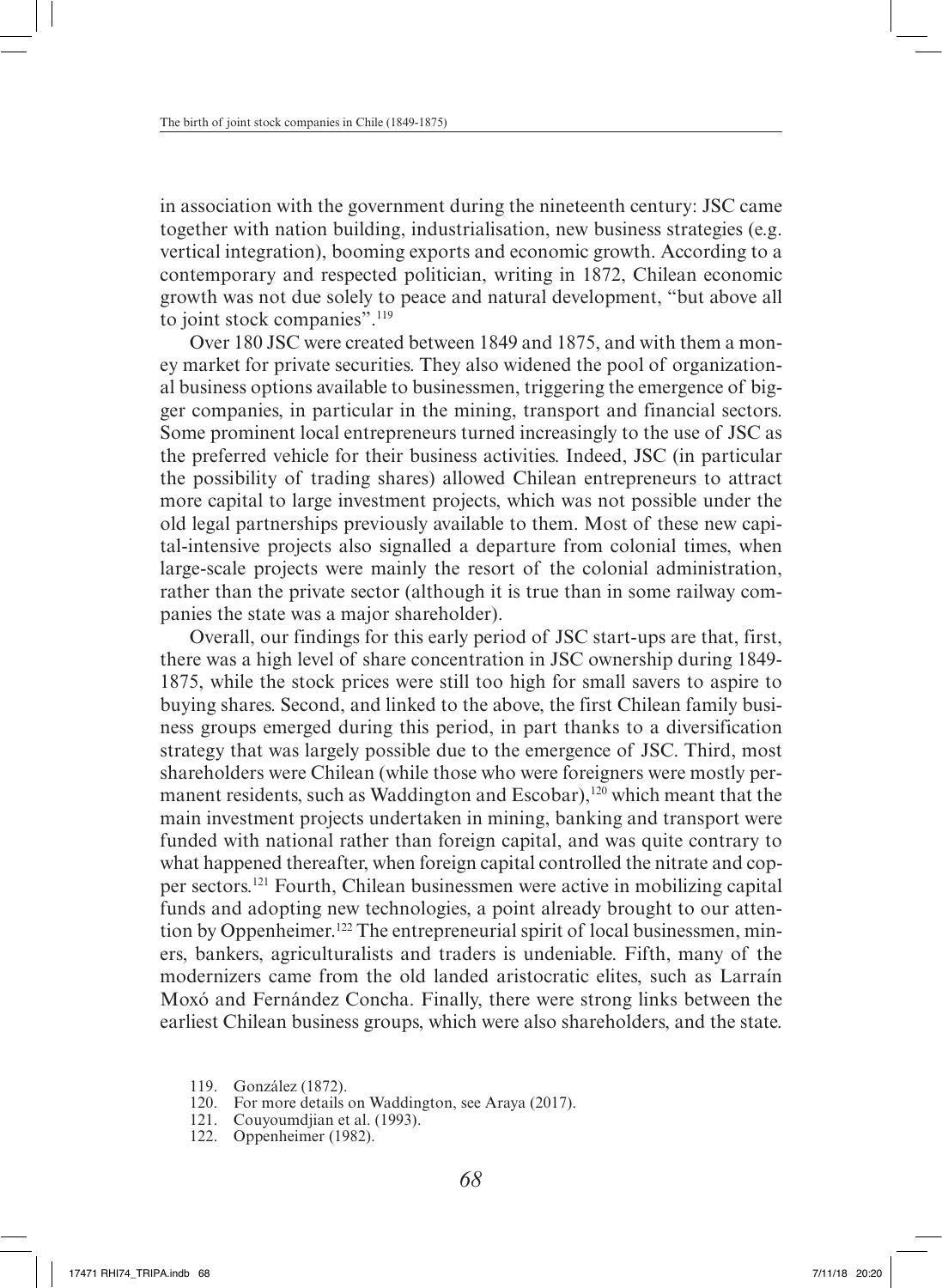in association with the government during the nineteenth century: JSC came together with nation building, industrialisation, new business strategies (e.g. vertical integration), booming exports and economic growth. According to a contemporary and respected politician, writing in 1872, Chilean economic growth was not due solely to peace and natural development, "but above all to joint stock companies".[119]

Over 180 JSC were created between 1849 and 1875, and with them a money market for private securities. They also widened the pool of organizational business options available to businessmen, triggering the emergence of bigger companies, in particular in the mining, transport and financial sectors. Some prominent local entrepreneurs turned increasingly to the use of JSC as the preferred vehicle for their business activities. Indeed, JSC (in particular the possibility of trading shares) allowed Chilean entrepreneurs to attract more capital to large investment projects, which was not possible under the old legal partnerships previously available to them. Most of these new capital-intensive projects also signalled a departure from colonial times, when large-scale projects were mainly the resort of the colonial administration, rather than the private sector (although it is true than in some railway companies the state was a major shareholder).

Overall, our findings for this early period of JSC start-ups are that, first, there was a high level of share concentration in JSC ownership during 1849-1875, while the stock prices were still too high for small savers to aspire to buying shares. Second, and linked to the above, the first Chilean family business groups emerged during this period, in part thanks to a diversification strategy that was largely possible due to the emergence of JSC. Third, most shareholders were Chilean (while those who were foreigners were mostly permanent residents, such as Waddington and Escobar),[120] which meant that the main investment projects undertaken in mining, banking and transport were funded with national rather than foreign capital, and was quite contrary to what happened thereafter, when foreign capital controlled the nitrate and copper sectors.[121] Fourth, Chilean businessmen were active in mobilizing capital funds and adopting new technologies, a point already brought to our attention by Oppenheimer.[122] The entrepreneurial spirit of local businessmen, miners, bankers, agriculturalists and traders is undeniable. Fifth, many of the modernizers came from the old landed aristocratic elites, such as Larraín Moxó and Fernández Concha. Finally, there were strong links between the earliest Chilean business groups, which were also shareholders, and the state.

119. González (1872).
120. For more details on Waddington, see Araya (2017).
121. Couyoumdjian et al. (1993).
122. Oppenheimer (1982).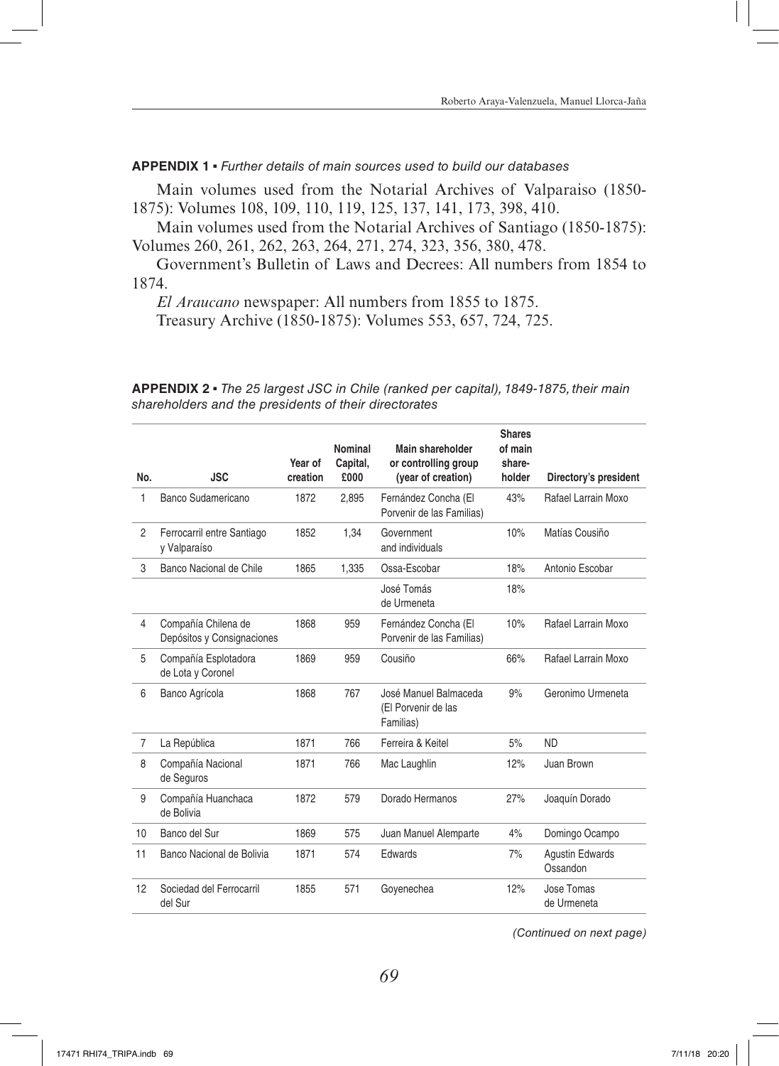**APPENDIX 1 ▪** *Further details of main sources used to build our databases*

Main volumes used from the Notarial Archives of Valparaiso (1850-1875): Volumes 108, 109, 110, 119, 125, 137, 141, 173, 398, 410.

Main volumes used from the Notarial Archives of Santiago (1850-1875): Volumes 260, 261, 262, 263, 264, 271, 274, 323, 356, 380, 478.

Government's Bulletin of Laws and Decrees: All numbers from 1854 to 1874.

*El Araucano* newspaper: All numbers from 1855 to 1875.

Treasury Archive (1850-1875): Volumes 553, 657, 724, 725.

**APPENDIX 2 ▪** *The 25 largest JSC in Chile (ranked per capital), 1849-1875, their main shareholders and the presidents of their directorates*

| No. | JSC | Year of creation | Nominal Capital, £000 | Main shareholder or controlling group (year of creation) | Shares of main share-holder | Directory's president |
|---|---|---|---|---|---|---|
| 1 | Banco Sudamericano | 1872 | 2,895 | Fernández Concha (El Porvenir de las Familias) | 43% | Rafael Larrain Moxo |
| 2 | Ferrocarril entre Santiago y Valparaíso | 1852 | 1,34 | Government and individuals | 10% | Matías Cousiño |
| 3 | Banco Nacional de Chile | 1865 | 1,335 | Ossa-Escobar | 18% | Antonio Escobar |
| | | | | José Tomás de Urmeneta | 18% | |
| 4 | Compañía Chilena de Depósitos y Consignaciones | 1868 | 959 | Fernández Concha (El Porvenir de las Familias) | 10% | Rafael Larrain Moxo |
| 5 | Compañía Esplotadora de Lota y Coronel | 1869 | 959 | Cousiño | 66% | Rafael Larrain Moxo |
| 6 | Banco Agrícola | 1868 | 767 | José Manuel Balmaceda (El Porvenir de las Familias) | 9% | Geronimo Urmeneta |
| 7 | La República | 1871 | 766 | Ferreira & Keitel | 5% | ND |
| 8 | Compañía Nacional de Seguros | 1871 | 766 | Mac Laughlin | 12% | Juan Brown |
| 9 | Compañía Huanchaca de Bolivia | 1872 | 579 | Dorado Hermanos | 27% | Joaquín Dorado |
| 10 | Banco del Sur | 1869 | 575 | Juan Manuel Alemparte | 4% | Domingo Ocampo |
| 11 | Banco Nacional de Bolivia | 1871 | 574 | Edwards | 7% | Agustin Edwards Ossandon |
| 12 | Sociedad del Ferrocarril del Sur | 1855 | 571 | Goyenechea | 12% | Jose Tomas de Urmeneta |

*(Continued on next page)*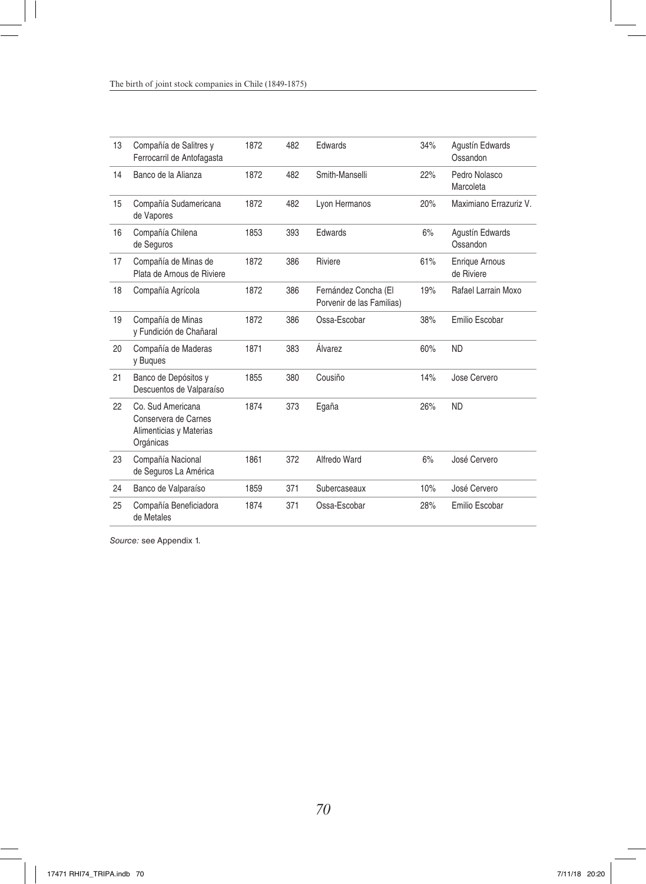| | | | | | | |
|---|---|---|---|---|---|---|
| 13 | Compañía de Salitres y Ferrocarril de Antofagasta | 1872 | 482 | Edwards | 34% | Agustín Edwards Ossandon |
| 14 | Banco de la Alianza | 1872 | 482 | Smith-Manselli | 22% | Pedro Nolasco Marcoleta |
| 15 | Compañía Sudamericana de Vapores | 1872 | 482 | Lyon Hermanos | 20% | Maximiano Errazuriz V. |
| 16 | Compañía Chilena de Seguros | 1853 | 393 | Edwards | 6% | Agustín Edwards Ossandon |
| 17 | Compañía de Minas de Plata de Arnous de Riviere | 1872 | 386 | Riviere | 61% | Enrique Arnous de Riviere |
| 18 | Compañía Agrícola | 1872 | 386 | Fernández Concha (El Porvenir de las Familias) | 19% | Rafael Larrain Moxo |
| 19 | Compañía de Minas y Fundición de Chañaral | 1872 | 386 | Ossa-Escobar | 38% | Emilio Escobar |
| 20 | Compañía de Maderas y Buques | 1871 | 383 | Álvarez | 60% | ND |
| 21 | Banco de Depósitos y Descuentos de Valparaíso | 1855 | 380 | Cousiño | 14% | Jose Cervero |
| 22 | Co. Sud Americana Conservera de Carnes Alimenticias y Materias Orgánicas | 1874 | 373 | Egaña | 26% | ND |
| 23 | Compañía Nacional de Seguros La América | 1861 | 372 | Alfredo Ward | 6% | José Cervero |
| 24 | Banco de Valparaíso | 1859 | 371 | Subercaseaux | 10% | José Cervero |
| 25 | Compañía Beneficiadora de Metales | 1874 | 371 | Ossa-Escobar | 28% | Emilio Escobar |

*Source:* see Appendix 1.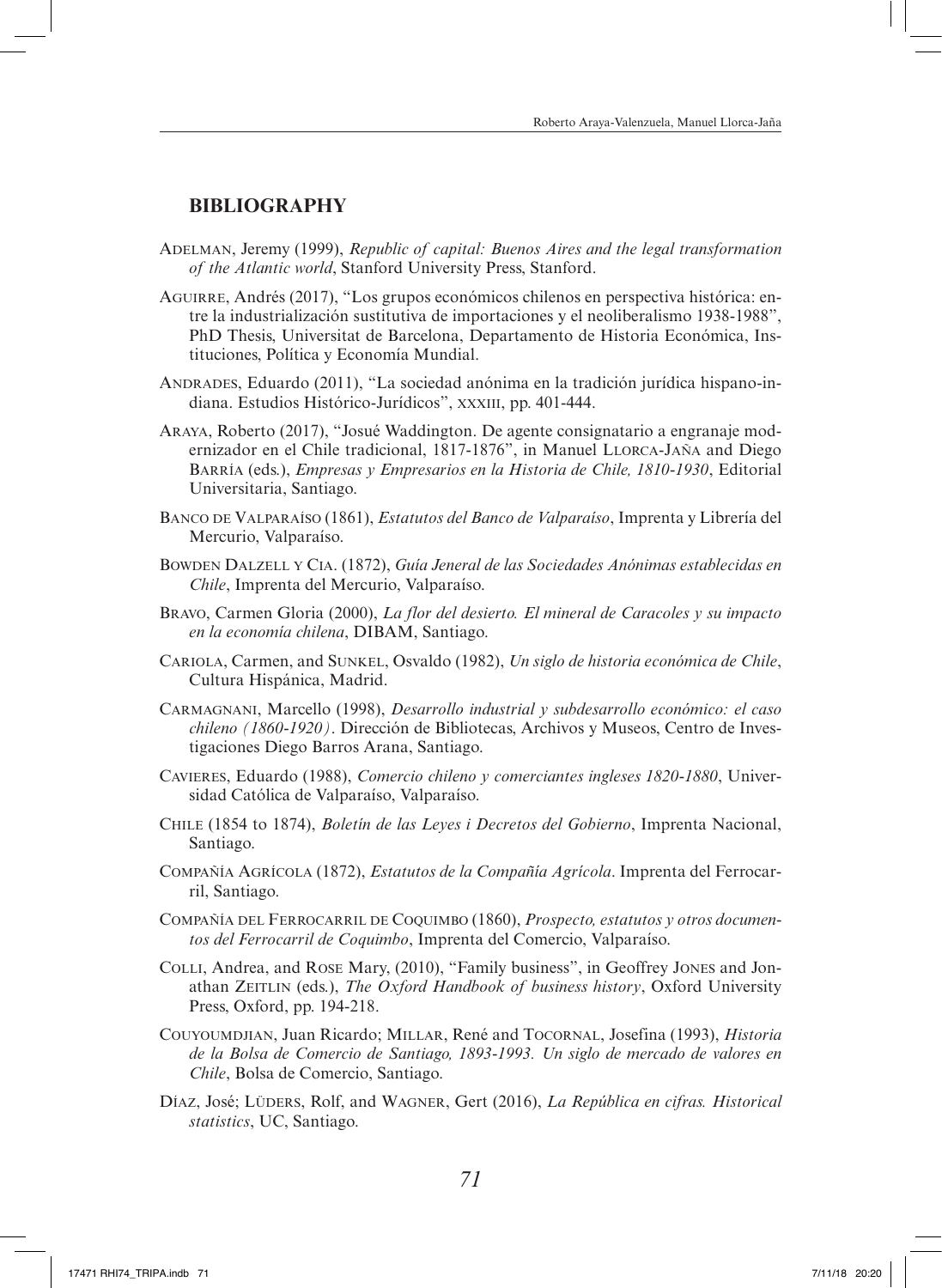## BIBLIOGRAPHY

Adelman, Jeremy (1999), *Republic of capital: Buenos Aires and the legal transformation of the Atlantic world*, Stanford University Press, Stanford.

Aguirre, Andrés (2017), "Los grupos económicos chilenos en perspectiva histórica: entre la industrialización sustitutiva de importaciones y el neoliberalismo 1938-1988", PhD Thesis, Universitat de Barcelona, Departamento de Historia Económica, Instituciones, Política y Economía Mundial.

Andrades, Eduardo (2011), "La sociedad anónima en la tradición jurídica hispano-indiana. Estudios Histórico-Jurídicos", xxxiii, pp. 401-444.

Araya, Roberto (2017), "Josué Waddington. De agente consignatario a engranaje modernizador en el Chile tradicional, 1817-1876", in Manuel Llorca-Jaña and Diego Barría (eds.), *Empresas y Empresarios en la Historia de Chile, 1810-1930*, Editorial Universitaria, Santiago.

Banco de Valparaíso (1861), *Estatutos del Banco de Valparaíso*, Imprenta y Librería del Mercurio, Valparaíso.

Bowden Dalzell y Cia. (1872), *Guía Jeneral de las Sociedades Anónimas establecidas en Chile*, Imprenta del Mercurio, Valparaíso.

Bravo, Carmen Gloria (2000), *La flor del desierto. El mineral de Caracoles y su impacto en la economía chilena*, DIBAM, Santiago.

Cariola, Carmen, and Sunkel, Osvaldo (1982), *Un siglo de historia económica de Chile*, Cultura Hispánica, Madrid.

Carmagnani, Marcello (1998), *Desarrollo industrial y subdesarrollo económico: el caso chileno (1860-1920)*. Dirección de Bibliotecas, Archivos y Museos, Centro de Investigaciones Diego Barros Arana, Santiago.

Cavieres, Eduardo (1988), *Comercio chileno y comerciantes ingleses 1820-1880*, Universidad Católica de Valparaíso, Valparaíso.

Chile (1854 to 1874), *Boletín de las Leyes i Decretos del Gobierno*, Imprenta Nacional, Santiago.

Compañía Agrícola (1872), *Estatutos de la Compañía Agrícola*. Imprenta del Ferrocarril, Santiago.

Compañía del Ferrocarril de Coquimbo (1860), *Prospecto, estatutos y otros documentos del Ferrocarril de Coquimbo*, Imprenta del Comercio, Valparaíso.

Colli, Andrea, and Rose Mary, (2010), "Family business", in Geoffrey Jones and Jonathan Zeitlin (eds.), *The Oxford Handbook of business history*, Oxford University Press, Oxford, pp. 194-218.

Couyoumdjian, Juan Ricardo; Millar, René and Tocornal, Josefina (1993), *Historia de la Bolsa de Comercio de Santiago, 1893-1993. Un siglo de mercado de valores en Chile*, Bolsa de Comercio, Santiago.

Díaz, José; Lüders, Rolf, and Wagner, Gert (2016), *La República en cifras. Historical statistics*, UC, Santiago.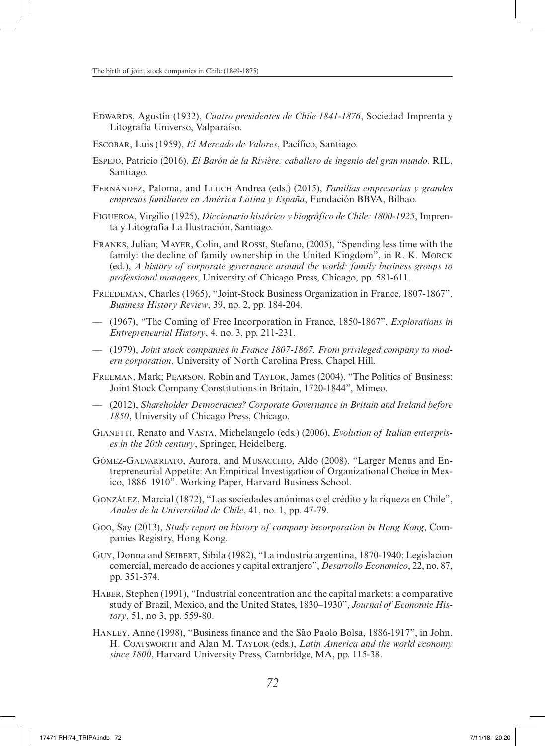Edwards, Agustín (1932), *Cuatro presidentes de Chile 1841-1876*, Sociedad Imprenta y Litografía Universo, Valparaíso.

Escobar, Luis (1959), *El Mercado de Valores*, Pacífico, Santiago.

Espejo, Patricio (2016), *El Barón de la Rivière: caballero de ingenio del gran mundo*. RIL, Santiago.

Fernández, Paloma, and Lluch Andrea (eds.) (2015), *Familias empresarias y grandes empresas familiares en América Latina y España*, Fundación BBVA, Bilbao.

Figueroa, Virgilio (1925), *Diccionario histórico y biográfico de Chile: 1800-1925*, Imprenta y Litografía La Ilustración, Santiago.

Franks, Julian; Mayer, Colin, and Rossi, Stefano, (2005), "Spending less time with the family: the decline of family ownership in the United Kingdom", in R. K. Morck (ed.), *A history of corporate governance around the world: family business groups to professional managers*, University of Chicago Press, Chicago, pp. 581-611.

Freedeman, Charles (1965), "Joint-Stock Business Organization in France, 1807-1867", *Business History Review*, 39, no. 2, pp. 184-204.

— (1967), "The Coming of Free Incorporation in France, 1850-1867", *Explorations in Entrepreneurial History*, 4, no. 3, pp. 211-231.

— (1979), *Joint stock companies in France 1807-1867. From privileged company to modern corporation*, University of North Carolina Press, Chapel Hill.

Freeman, Mark; Pearson, Robin and Taylor, James (2004), "The Politics of Business: Joint Stock Company Constitutions in Britain, 1720-1844", Mimeo.

— (2012), *Shareholder Democracies? Corporate Governance in Britain and Ireland before 1850*, University of Chicago Press, Chicago.

Gianetti, Renato and Vasta, Michelangelo (eds.) (2006), *Evolution of Italian enterprises in the 20th century*, Springer, Heidelberg.

Gómez-Galvarriato, Aurora, and Musacchio, Aldo (2008), "Larger Menus and Entrepreneurial Appetite: An Empirical Investigation of Organizational Choice in Mexico, 1886–1910". Working Paper, Harvard Business School.

González, Marcial (1872), "Las sociedades anónimas o el crédito y la riqueza en Chile", *Anales de la Universidad de Chile*, 41, no. 1, pp. 47-79.

Goo, Say (2013), *Study report on history of company incorporation in Hong Kong*, Companies Registry, Hong Kong.

Guy, Donna and Seibert, Sibila (1982), "La industria argentina, 1870-1940: Legislacion comercial, mercado de acciones y capital extranjero", *Desarrollo Economico*, 22, no. 87, pp. 351-374.

Haber, Stephen (1991), "Industrial concentration and the capital markets: a comparative study of Brazil, Mexico, and the United States, 1830–1930", *Journal of Economic History*, 51, no 3, pp. 559-80.

Hanley, Anne (1998), "Business finance and the São Paolo Bolsa, 1886-1917", in John. H. Coatsworth and Alan M. Taylor (eds.), *Latin America and the world economy since 1800*, Harvard University Press, Cambridge, MA, pp. 115-38.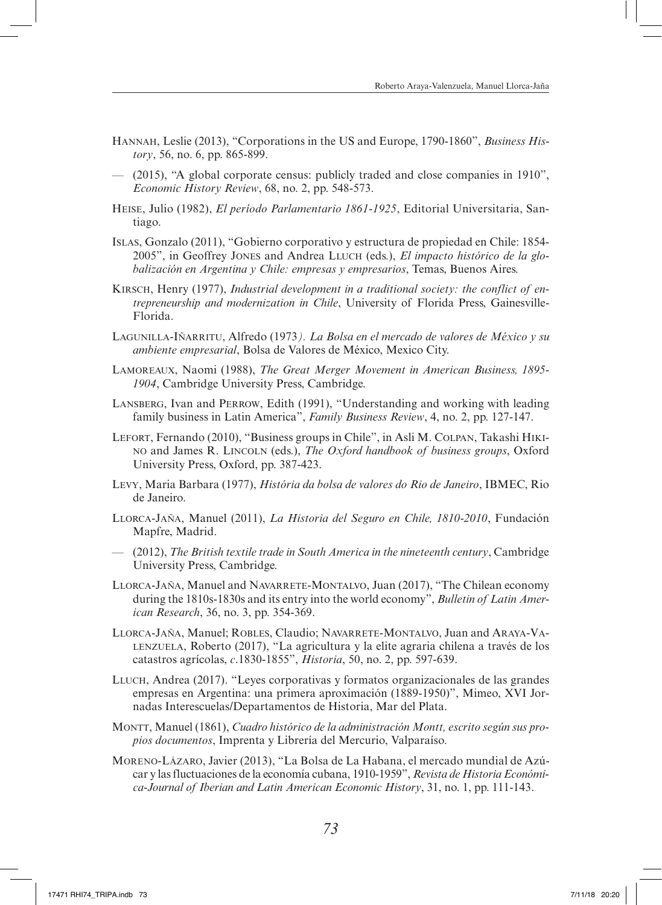Hannah, Leslie (2013), "Corporations in the US and Europe, 1790-1860", *Business History*, 56, no. 6, pp. 865-899.

— (2015), "A global corporate census: publicly traded and close companies in 1910", *Economic History Review*, 68, no. 2, pp. 548-573.

Heise, Julio (1982), *El período Parlamentario 1861-1925*, Editorial Universitaria, Santiago.

Islas, Gonzalo (2011), "Gobierno corporativo y estructura de propiedad en Chile: 1854-2005", in Geoffrey Jones and Andrea Lluch (eds.), *El impacto histórico de la globalización en Argentina y Chile: empresas y empresarios*, Temas, Buenos Aires.

Kirsch, Henry (1977), *Industrial development in a traditional society: the conflict of entrepreneurship and modernization in Chile*, University of Florida Press, Gainesville-Florida.

Lagunilla-Iñarritu, Alfredo (1973*). La Bolsa en el mercado de valores de México y su ambiente empresarial*, Bolsa de Valores de México, Mexico City.

Lamoreaux, Naomi (1988), *The Great Merger Movement in American Business, 1895-1904*, Cambridge University Press, Cambridge.

Lansberg, Ivan and Perrow, Edith (1991), "Understanding and working with leading family business in Latin America", *Family Business Review*, 4, no. 2, pp. 127-147.

Lefort, Fernando (2010), "Business groups in Chile", in Asli M. Colpan, Takashi Hikino and James R. Lincoln (eds.), *The Oxford handbook of business groups*, Oxford University Press, Oxford, pp. 387-423.

Levy, Maria Barbara (1977), *História da bolsa de valores do Rio de Janeiro*, IBMEC, Rio de Janeiro.

Llorca-Jaña, Manuel (2011), *La Historia del Seguro en Chile, 1810-2010*, Fundación Mapfre, Madrid.

— (2012), *The British textile trade in South America in the nineteenth century*, Cambridge University Press, Cambridge.

Llorca-Jaña, Manuel and Navarrete-Montalvo, Juan (2017), "The Chilean economy during the 1810s-1830s and its entry into the world economy", *Bulletin of Latin American Research*, 36, no. 3, pp. 354-369.

Llorca-Jaña, Manuel; Robles, Claudio; Navarrete-Montalvo, Juan and Araya-Valenzuela, Roberto (2017), "La agricultura y la elite agraria chilena a través de los catastros agrícolas, *c*.1830-1855", *Historia*, 50, no. 2, pp. 597-639.

Lluch, Andrea (2017). "Leyes corporativas y formatos organizacionales de las grandes empresas en Argentina: una primera aproximación (1889-1950)", Mimeo, XVI Jornadas Interescuelas/Departamentos de Historia, Mar del Plata.

Montt, Manuel (1861), *Cuadro histórico de la administración Montt, escrito según sus propios documentos*, Imprenta y Librería del Mercurio, Valparaíso.

Moreno-Lázaro, Javier (2013), "La Bolsa de La Habana, el mercado mundial de Azúcar y las fluctuaciones de la economía cubana, 1910-1959", *Revista de Historia Económica-Journal of Iberian and Latin American Economic History*, 31, no. 1, pp. 111-143.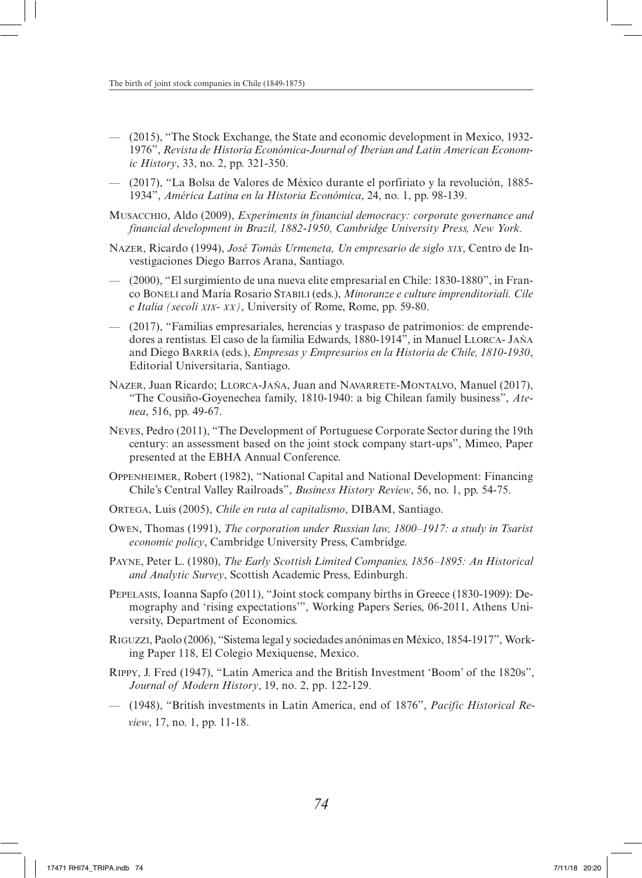— (2015), "The Stock Exchange, the State and economic development in Mexico, 1932-1976", *Revista de Historia Económica-Journal of Iberian and Latin American Economic History*, 33, no. 2, pp. 321-350.

— (2017), "La Bolsa de Valores de México durante el porfiriato y la revolución, 1885-1934", *América Latina en la Historia Económica*, 24, no. 1, pp. 98-139.

Musacchio, Aldo (2009), *Experiments in financial democracy: corporate governance and financial development in Brazil, 1882-1950, Cambridge University Press, New York.*

Nazer, Ricardo (1994), *José Tomás Urmeneta, Un empresario de siglo xix*, Centro de Investigaciones Diego Barros Arana, Santiago.

— (2000), "El surgimiento de una nueva elite empresarial en Chile: 1830-1880", in Franco Boneli and María Rosario Stabili (eds.), *Minoranze e culture imprenditoriali. Cile e Italia (secoli xix- xx)*, University of Rome, Rome, pp. 59-80.

— (2017), "Familias empresariales, herencias y traspaso de patrimonios: de emprendedores a rentistas. El caso de la familia Edwards, 1880-1914", in Manuel Llorca- Jaña and Diego Barría (eds.), *Empresas y Empresarios en la Historia de Chile, 1810-1930*, Editorial Universitaria, Santiago.

Nazer, Juan Ricardo; Llorca-Jaña, Juan and Navarrete-Montalvo, Manuel (2017), "The Cousiño-Goyenechea family, 1810-1940: a big Chilean family business", *Atenea*, 516, pp. 49-67.

Neves, Pedro (2011), "The Development of Portuguese Corporate Sector during the 19th century: an assessment based on the joint stock company start-ups", Mimeo, Paper presented at the EBHA Annual Conference.

Oppenheimer, Robert (1982), "National Capital and National Development: Financing Chile's Central Valley Railroads", *Business History Review*, 56, no. 1, pp. 54-75.

Ortega, Luis (2005), *Chile en ruta al capitalismo*, DIBAM, Santiago.

Owen, Thomas (1991), *The corporation under Russian law, 1800–1917: a study in Tsarist economic policy*, Cambridge University Press, Cambridge.

Payne, Peter L. (1980), *The Early Scottish Limited Companies, 1856–1895: An Historical and Analytic Survey*, Scottish Academic Press, Edinburgh.

Pepelasis, Ioanna Sapfo (2011), "Joint stock company births in Greece (1830-1909): Demography and 'rising expectations'", Working Papers Series, 06-2011, Athens University, Department of Economics.

Riguzzi, Paolo (2006), "Sistema legal y sociedades anónimas en México, 1854-1917", Working Paper 118, El Colegio Mexiquense, Mexico.

Rippy, J. Fred (1947), "Latin America and the British Investment 'Boom' of the 1820s", *Journal of Modern History*, 19, no. 2, pp. 122-129.

— (1948), "British investments in Latin America, end of 1876", *Pacific Historical Review*, 17, no. 1, pp. 11-18.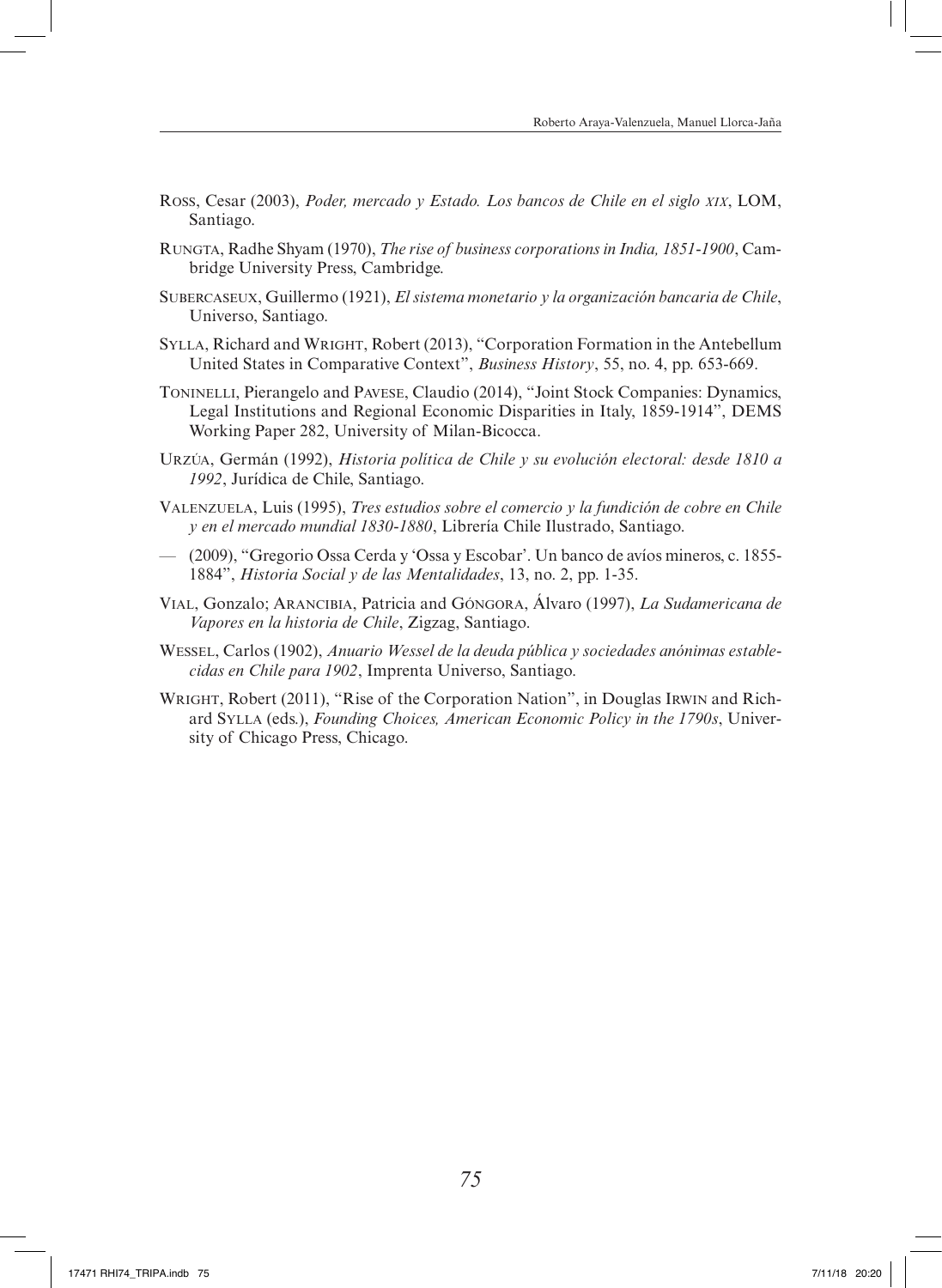Ross, Cesar (2003), *Poder, mercado y Estado. Los bancos de Chile en el siglo xix*, LOM, Santiago.

Rungta, Radhe Shyam (1970), *The rise of business corporations in India, 1851-1900*, Cambridge University Press, Cambridge.

Subercaseux, Guillermo (1921), *El sistema monetario y la organización bancaria de Chile*, Universo, Santiago.

Sylla, Richard and Wright, Robert (2013), "Corporation Formation in the Antebellum United States in Comparative Context", *Business History*, 55, no. 4, pp. 653-669.

Toninelli, Pierangelo and Pavese, Claudio (2014), "Joint Stock Companies: Dynamics, Legal Institutions and Regional Economic Disparities in Italy, 1859-1914", DEMS Working Paper 282, University of Milan-Bicocca.

Urzúa, Germán (1992), *Historia política de Chile y su evolución electoral: desde 1810 a 1992*, Jurídica de Chile, Santiago.

Valenzuela, Luis (1995), *Tres estudios sobre el comercio y la fundición de cobre en Chile y en el mercado mundial 1830-1880*, Librería Chile Ilustrado, Santiago.

— (2009), "Gregorio Ossa Cerda y 'Ossa y Escobar'. Un banco de avíos mineros, c. 1855-1884", *Historia Social y de las Mentalidades*, 13, no. 2, pp. 1-35.

Vial, Gonzalo; Arancibia, Patricia and Góngora, Álvaro (1997), *La Sudamericana de Vapores en la historia de Chile*, Zigzag, Santiago.

Wessel, Carlos (1902), *Anuario Wessel de la deuda pública y sociedades anónimas establecidas en Chile para 1902*, Imprenta Universo, Santiago.

Wright, Robert (2011), "Rise of the Corporation Nation", in Douglas Irwin and Richard Sylla (eds.), *Founding Choices, American Economic Policy in the 1790s*, University of Chicago Press, Chicago.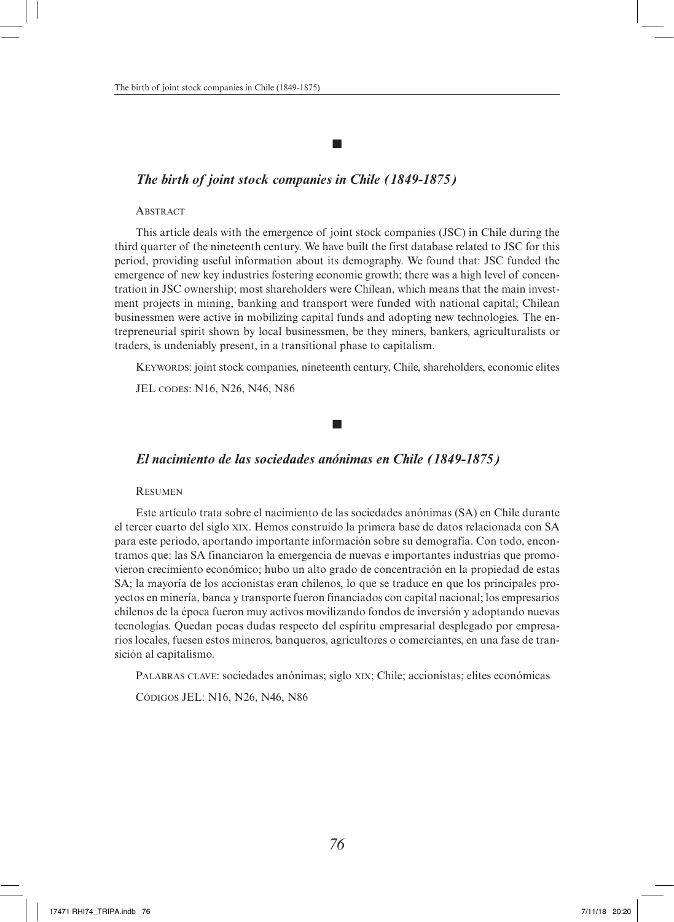■

## *The birth of joint stock companies in Chile (1849-1875)*

ABSTRACT

This article deals with the emergence of joint stock companies (JSC) in Chile during the third quarter of the nineteenth century. We have built the first database related to JSC for this period, providing useful information about its demography. We found that: JSC funded the emergence of new key industries fostering economic growth; there was a high level of concentration in JSC ownership; most shareholders were Chilean, which means that the main investment projects in mining, banking and transport were funded with national capital; Chilean businessmen were active in mobilizing capital funds and adopting new technologies. The entrepreneurial spirit shown by local businessmen, be they miners, bankers, agriculturalists or traders, is undeniably present, in a transitional phase to capitalism.

KEYWORDS: joint stock companies, nineteenth century, Chile, shareholders, economic elites

JEL CODES: N16, N26, N46, N86

■

## *El nacimiento de las sociedades anónimas en Chile (1849-1875)*

RESUMEN

Este artículo trata sobre el nacimiento de las sociedades anónimas (SA) en Chile durante el tercer cuarto del siglo XIX. Hemos construido la primera base de datos relacionada con SA para este periodo, aportando importante información sobre su demografía. Con todo, encontramos que: las SA financiaron la emergencia de nuevas e importantes industrias que promovieron crecimiento económico; hubo un alto grado de concentración en la propiedad de estas SA; la mayoría de los accionistas eran chilenos, lo que se traduce en que los principales proyectos en minería, banca y transporte fueron financiados con capital nacional; los empresarios chilenos de la época fueron muy activos movilizando fondos de inversión y adoptando nuevas tecnologías. Quedan pocas dudas respecto del espíritu empresarial desplegado por empresarios locales, fuesen estos mineros, banqueros, agricultores o comerciantes, en una fase de transición al capitalismo.

PALABRAS CLAVE: sociedades anónimas; siglo XIX; Chile; accionistas; elites económicas

CÓDIGOS JEL: N16, N26, N46, N86